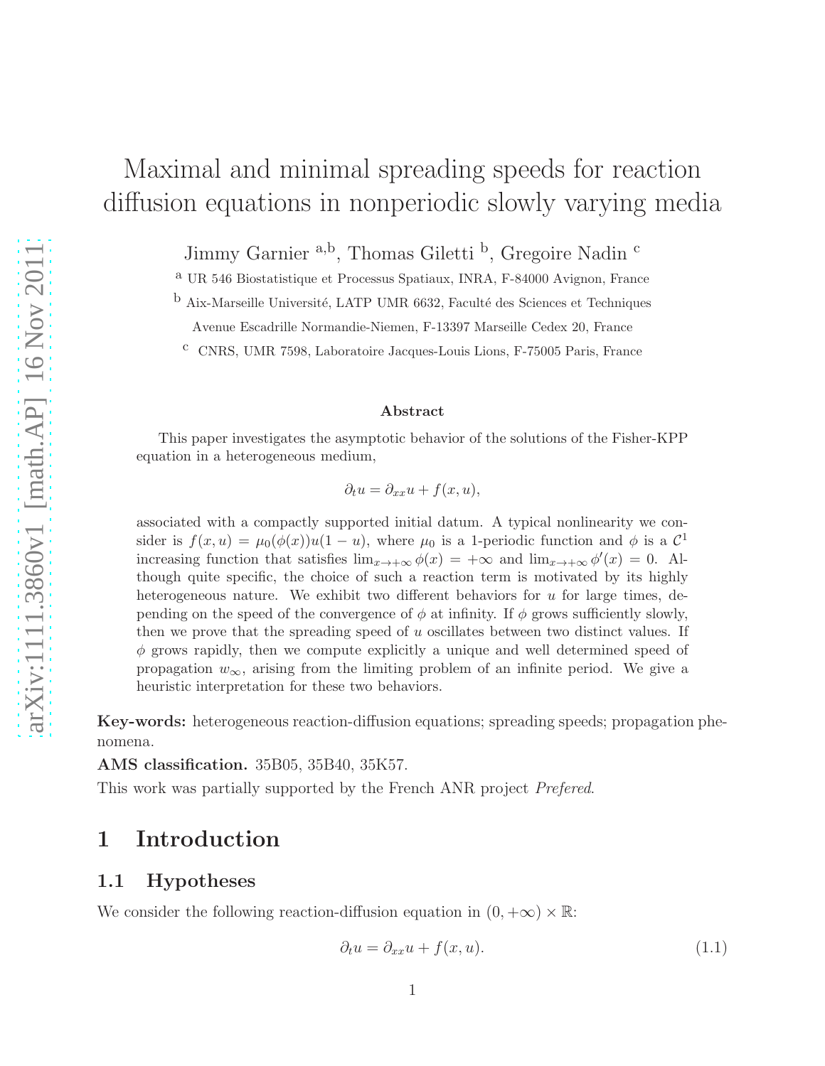# Maximal and minimal spreading speeds for reaction diffusion equations in nonperiodic slowly varying media

Jimmy Garnier [a,b], Thomas Giletti [b], Gregoire Nadin [c]

[a] UR 546 Biostatistique et Processus Spatiaux, INRA, F-84000 Avignon, France

[b] Aix-Marseille Université, LATP UMR 6632, Faculté des Sciences et Techniques Avenue Escadrille Normandie-Niemen, F-13397 Marseille Cedex 20, France

[c] CNRS, UMR 7598, Laboratoire Jacques-Louis Lions, F-75005 Paris, France

### Abstract

This paper investigates the asymptotic behavior of the solutions of the Fisher-KPP equation in a heterogeneous medium,

$$\partial_t u = \partial_{xx} u + f(x, u),$$

associated with a compactly supported initial datum. A typical nonlinearity we consider is $f(x, u) = \mu_0(\phi(x))u(1 - u)$, where $\mu_0$ is a 1-periodic function and $\phi$ is a $\mathcal{C}^1$ increasing function that satisfies $\lim_{x\to+\infty} \phi(x) = +\infty$ and $\lim_{x\to+\infty} \phi'(x) = 0$. Although quite specific, the choice of such a reaction term is motivated by its highly heterogeneous nature. We exhibit two different behaviors for $u$ for large times, depending on the speed of the convergence of $\phi$ at infinity. If $\phi$ grows sufficiently slowly, then we prove that the spreading speed of $u$ oscillates between two distinct values. If $\phi$ grows rapidly, then we compute explicitly a unique and well determined speed of propagation $w_\infty$, arising from the limiting problem of an infinite period. We give a heuristic interpretation for these two behaviors.

**Key-words:** heterogeneous reaction-diffusion equations; spreading speeds; propagation phenomena.

**AMS classification.** 35B05, 35B40, 35K57.

This work was partially supported by the French ANR project *Prefered*.

## 1 Introduction

### 1.1 Hypotheses

We consider the following reaction-diffusion equation in $(0, +\infty) \times \mathbb{R}$:

$$\partial_t u = \partial_{xx} u + f(x, u). \tag{1.1}$$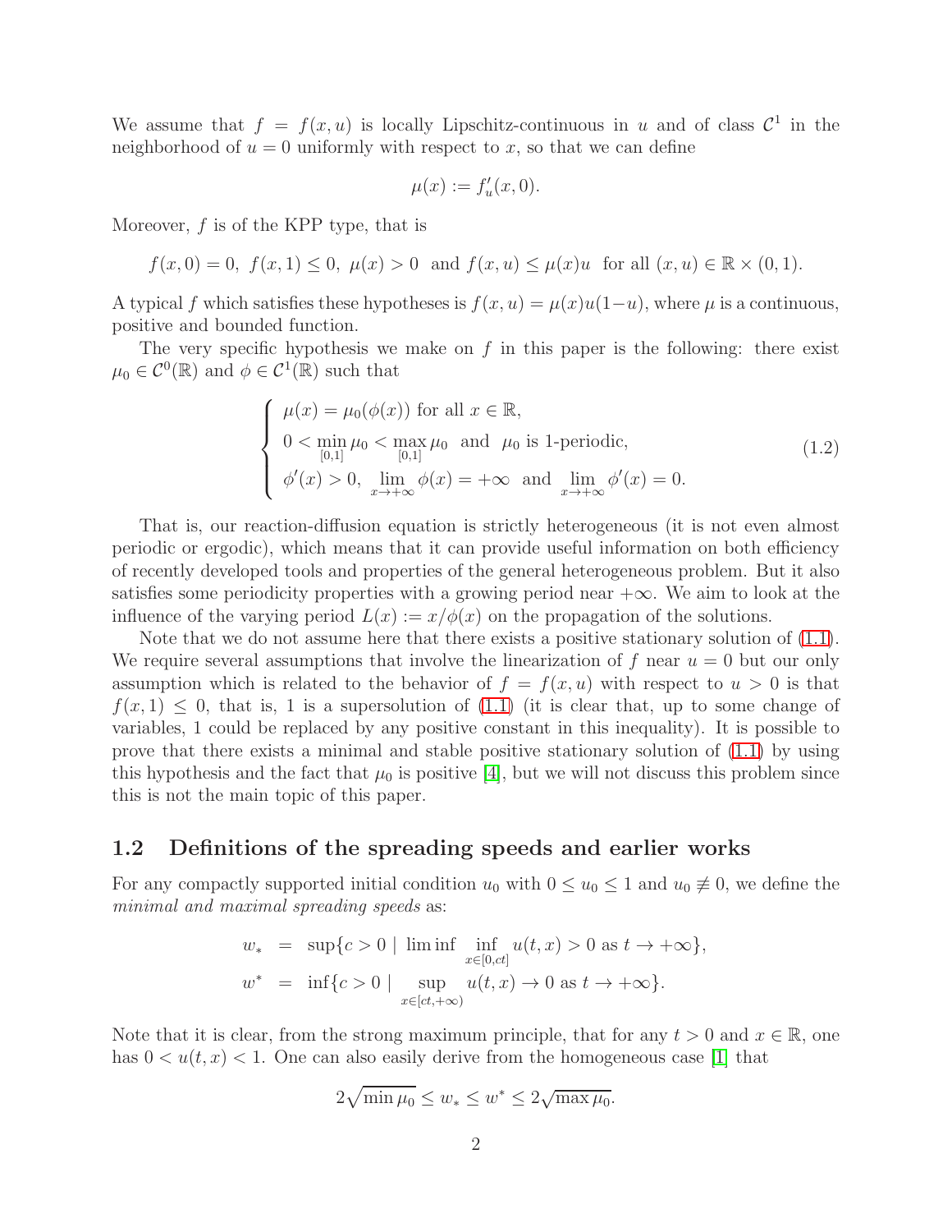We assume that $f = f(x,u)$ is locally Lipschitz-continuous in $u$ and of class $\mathcal{C}^1$ in the neighborhood of $u = 0$ uniformly with respect to $x$, so that we can define

$$\mu(x) := f'_u(x,0).$$

Moreover, $f$ is of the KPP type, that is

$$f(x,0) = 0,\ f(x,1) \leq 0,\ \mu(x) > 0 \ \text{ and } f(x,u) \leq \mu(x)u \ \text{ for all } (x,u) \in \mathbb{R} \times (0,1).$$

A typical $f$ which satisfies these hypotheses is $f(x,u) = \mu(x)u(1-u)$, where $\mu$ is a continuous, positive and bounded function.

The very specific hypothesis we make on $f$ in this paper is the following: there exist $\mu_0 \in \mathcal{C}^0(\mathbb{R})$ and $\phi \in \mathcal{C}^1(\mathbb{R})$ such that

$$\begin{cases} \mu(x) = \mu_0(\phi(x)) \text{ for all } x \in \mathbb{R}, \\ 0 < \min\limits_{[0,1]} \mu_0 < \max\limits_{[0,1]} \mu_0 \ \text{ and } \ \mu_0 \text{ is 1-periodic}, \\ \phi'(x) > 0,\ \lim\limits_{x \to +\infty} \phi(x) = +\infty \ \text{ and } \ \lim\limits_{x \to +\infty} \phi'(x) = 0. \end{cases} \tag{1.2}$$

That is, our reaction-diffusion equation is strictly heterogeneous (it is not even almost periodic or ergodic), which means that it can provide useful information on both efficiency of recently developed tools and properties of the general heterogeneous problem. But it also satisfies some periodicity properties with a growing period near $+\infty$. We aim to look at the influence of the varying period $L(x) := x/\phi(x)$ on the propagation of the solutions.

Note that we do not assume here that there exists a positive stationary solution of (1.1). We require several assumptions that involve the linearization of $f$ near $u = 0$ but our only assumption which is related to the behavior of $f = f(x,u)$ with respect to $u > 0$ is that $f(x,1) \leq 0$, that is, 1 is a supersolution of (1.1) (it is clear that, up to some change of variables, 1 could be replaced by any positive constant in this inequality). It is possible to prove that there exists a minimal and stable positive stationary solution of (1.1) by using this hypothesis and the fact that $\mu_0$ is positive [4], but we will not discuss this problem since this is not the main topic of this paper.

## 1.2 Definitions of the spreading speeds and earlier works

For any compactly supported initial condition $u_0$ with $0 \leq u_0 \leq 1$ and $u_0 \not\equiv 0$, we define the *minimal and maximal spreading speeds* as:

$$\begin{aligned} w_* &= \sup\{c > 0 \mid \liminf \inf_{x \in [0,ct]} u(t,x) > 0 \text{ as } t \to +\infty\}, \\ w^* &= \inf\{c > 0 \mid \sup_{x \in [ct,+\infty)} u(t,x) \to 0 \text{ as } t \to +\infty\}. \end{aligned}$$

Note that it is clear, from the strong maximum principle, that for any $t > 0$ and $x \in \mathbb{R}$, one has $0 < u(t,x) < 1$. One can also easily derive from the homogeneous case [1] that

$$2\sqrt{\min \mu_0} \leq w_* \leq w^* \leq 2\sqrt{\max \mu_0}.$$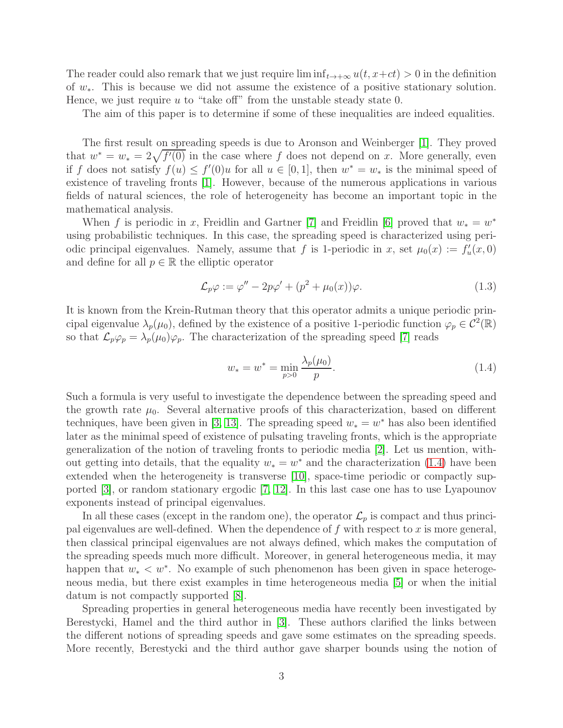The reader could also remark that we just require $\liminf_{t\to+\infty} u(t, x+ct) > 0$ in the definition of $w_*$. This is because we did not assume the existence of a positive stationary solution. Hence, we just require $u$ to "take off" from the unstable steady state 0.

The aim of this paper is to determine if some of these inequalities are indeed equalities.

The first result on spreading speeds is due to Aronson and Weinberger [1]. They proved that $w^* = w_* = 2\sqrt{f'(0)}$ in the case where $f$ does not depend on $x$. More generally, even if $f$ does not satisfy $f(u) \leq f'(0)u$ for all $u \in [0,1]$, then $w^* = w_*$ is the minimal speed of existence of traveling fronts [1]. However, because of the numerous applications in various fields of natural sciences, the role of heterogeneity has become an important topic in the mathematical analysis.

When $f$ is periodic in $x$, Freidlin and Gartner [7] and Freidlin [6] proved that $w_* = w^*$ using probabilistic techniques. In this case, the spreading speed is characterized using periodic principal eigenvalues. Namely, assume that $f$ is 1-periodic in $x$, set $\mu_0(x) := f'_u(x,0)$ and define for all $p \in \mathbb{R}$ the elliptic operator

$$\mathcal{L}_p \varphi := \varphi'' - 2p\varphi' + (p^2 + \mu_0(x))\varphi. \tag{1.3}$$

It is known from the Krein-Rutman theory that this operator admits a unique periodic principal eigenvalue $\lambda_p(\mu_0)$, defined by the existence of a positive 1-periodic function $\varphi_p \in \mathcal{C}^2(\mathbb{R})$ so that $\mathcal{L}_p\varphi_p = \lambda_p(\mu_0)\varphi_p$. The characterization of the spreading speed [7] reads

$$w_* = w^* = \min_{p>0} \frac{\lambda_p(\mu_0)}{p}. \tag{1.4}$$

Such a formula is very useful to investigate the dependence between the spreading speed and the growth rate $\mu_0$. Several alternative proofs of this characterization, based on different techniques, have been given in [3, 13]. The spreading speed $w_* = w^*$ has also been identified later as the minimal speed of existence of pulsating traveling fronts, which is the appropriate generalization of the notion of traveling fronts to periodic media [2]. Let us mention, without getting into details, that the equality $w_* = w^*$ and the characterization (1.4) have been extended when the heterogeneity is transverse [10], space-time periodic or compactly supported [3], or random stationary ergodic [7, 12]. In this last case one has to use Lyapounov exponents instead of principal eigenvalues.

In all these cases (except in the random one), the operator $\mathcal{L}_p$ is compact and thus principal eigenvalues are well-defined. When the dependence of $f$ with respect to $x$ is more general, then classical principal eigenvalues are not always defined, which makes the computation of the spreading speeds much more difficult. Moreover, in general heterogeneous media, it may happen that $w_* < w^*$. No example of such phenomenon has been given in space heterogeneous media, but there exist examples in time heterogeneous media [5] or when the initial datum is not compactly supported [8].

Spreading properties in general heterogeneous media have recently been investigated by Berestycki, Hamel and the third author in [3]. These authors clarified the links between the different notions of spreading speeds and gave some estimates on the spreading speeds. More recently, Berestycki and the third author gave sharper bounds using the notion of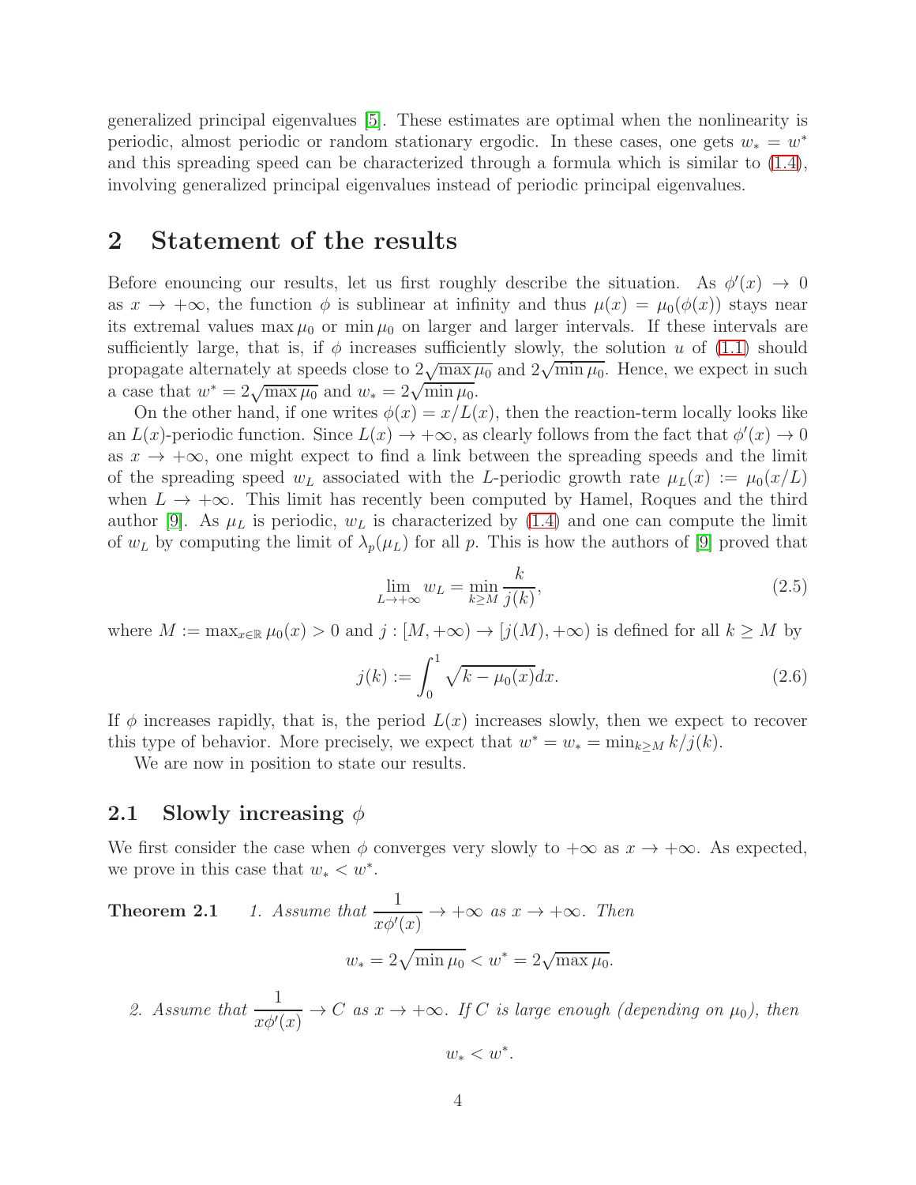generalized principal eigenvalues [5]. These estimates are optimal when the nonlinearity is periodic, almost periodic or random stationary ergodic. In these cases, one gets $w_* = w^*$ and this spreading speed can be characterized through a formula which is similar to (1.4), involving generalized principal eigenvalues instead of periodic principal eigenvalues.

# 2 Statement of the results

Before enouncing our results, let us first roughly describe the situation. As $\phi'(x) \to 0$ as $x \to +\infty$, the function $\phi$ is sublinear at infinity and thus $\mu(x) = \mu_0(\phi(x))$ stays near its extremal values $\max \mu_0$ or $\min \mu_0$ on larger and larger intervals. If these intervals are sufficiently large, that is, if $\phi$ increases sufficiently slowly, the solution $u$ of (1.1) should propagate alternately at speeds close to $2\sqrt{\max \mu_0}$ and $2\sqrt{\min \mu_0}$. Hence, we expect in such a case that $w^* = 2\sqrt{\max \mu_0}$ and $w_* = 2\sqrt{\min \mu_0}$.

On the other hand, if one writes $\phi(x) = x/L(x)$, then the reaction-term locally looks like an $L(x)$-periodic function. Since $L(x) \to +\infty$, as clearly follows from the fact that $\phi'(x) \to 0$ as $x \to +\infty$, one might expect to find a link between the spreading speeds and the limit of the spreading speed $w_L$ associated with the $L$-periodic growth rate $\mu_L(x) := \mu_0(x/L)$ when $L \to +\infty$. This limit has recently been computed by Hamel, Roques and the third author [9]. As $\mu_L$ is periodic, $w_L$ is characterized by (1.4) and one can compute the limit of $w_L$ by computing the limit of $\lambda_p(\mu_L)$ for all $p$. This is how the authors of [9] proved that

$$\lim_{L \to +\infty} w_L = \min_{k \geq M} \frac{k}{j(k)}, \tag{2.5}$$

where $M := \max_{x \in \mathbb{R}} \mu_0(x) > 0$ and $j : [M, +\infty) \to [j(M), +\infty)$ is defined for all $k \geq M$ by

$$j(k) := \int_0^1 \sqrt{k - \mu_0(x)} dx. \tag{2.6}$$

If $\phi$ increases rapidly, that is, the period $L(x)$ increases slowly, then we expect to recover this type of behavior. More precisely, we expect that $w^* = w_* = \min_{k \geq M} k/j(k)$.

We are now in position to state our results.

## 2.1 Slowly increasing $\phi$

We first consider the case when $\phi$ converges very slowly to $+\infty$ as $x \to +\infty$. As expected, we prove in this case that $w_* < w^*$.

**Theorem 2.1** *1. Assume that* $\dfrac{1}{x\phi'(x)} \to +\infty$ *as* $x \to +\infty$*. Then*

$$w_* = 2\sqrt{\min \mu_0} < w^* = 2\sqrt{\max \mu_0}.$$

*2. Assume that* $\dfrac{1}{x\phi'(x)} \to C$ *as* $x \to +\infty$*. If $C$ is large enough (depending on $\mu_0$), then*

$$w_* < w^*.$$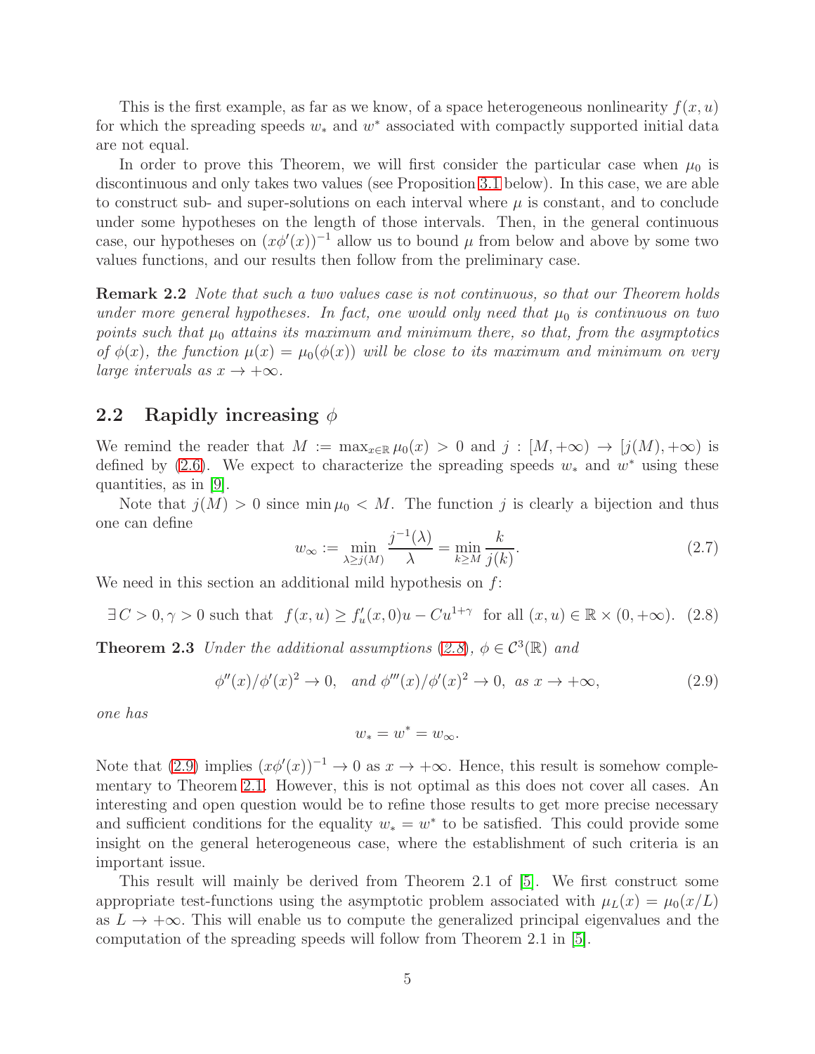This is the first example, as far as we know, of a space heterogeneous nonlinearity $f(x,u)$ for which the spreading speeds $w_*$ and $w^*$ associated with compactly supported initial data are not equal.

In order to prove this Theorem, we will first consider the particular case when $\mu_0$ is discontinuous and only takes two values (see Proposition 3.1 below). In this case, we are able to construct sub- and super-solutions on each interval where $\mu$ is constant, and to conclude under some hypotheses on the length of those intervals. Then, in the general continuous case, our hypotheses on $(x\phi'(x))^{-1}$ allow us to bound $\mu$ from below and above by some two values functions, and our results then follow from the preliminary case.

**Remark 2.2** *Note that such a two values case is not continuous, so that our Theorem holds under more general hypotheses. In fact, one would only need that $\mu_0$ is continuous on two points such that $\mu_0$ attains its maximum and minimum there, so that, from the asymptotics of $\phi(x)$, the function $\mu(x) = \mu_0(\phi(x))$ will be close to its maximum and minimum on very large intervals as $x \to +\infty$.*

## 2.2 Rapidly increasing $\phi$

We remind the reader that $M := \max_{x\in\mathbb{R}} \mu_0(x) > 0$ and $j : [M, +\infty) \to [j(M), +\infty)$ is defined by (2.6). We expect to characterize the spreading speeds $w_*$ and $w^*$ using these quantities, as in [9].

Note that $j(M) > 0$ since $\min \mu_0 < M$. The function $j$ is clearly a bijection and thus one can define

$$w_\infty := \min_{\lambda \geq j(M)} \frac{j^{-1}(\lambda)}{\lambda} = \min_{k \geq M} \frac{k}{j(k)}. \tag{2.7}$$

We need in this section an additional mild hypothesis on $f$:

$$\exists\, C > 0, \gamma > 0 \text{ such that } \; f(x,u) \geq f'_u(x,0)u - Cu^{1+\gamma} \;\text{ for all } (x,u) \in \mathbb{R} \times (0,+\infty). \tag{2.8}$$

**Theorem 2.3** *Under the additional assumptions (2.8), $\phi \in \mathcal{C}^3(\mathbb{R})$ and*

$$\phi''(x)/\phi'(x)^2 \to 0, \quad \text{and } \phi'''(x)/\phi'(x)^2 \to 0, \; \text{ as } x \to +\infty, \tag{2.9}$$

*one has*

$$w_* = w^* = w_\infty.$$

Note that (2.9) implies $(x\phi'(x))^{-1} \to 0$ as $x \to +\infty$. Hence, this result is somehow complementary to Theorem 2.1. However, this is not optimal as this does not cover all cases. An interesting and open question would be to refine those results to get more precise necessary and sufficient conditions for the equality $w_* = w^*$ to be satisfied. This could provide some insight on the general heterogeneous case, where the establishment of such criteria is an important issue.

This result will mainly be derived from Theorem 2.1 of [5]. We first construct some appropriate test-functions using the asymptotic problem associated with $\mu_L(x) = \mu_0(x/L)$ as $L \to +\infty$. This will enable us to compute the generalized principal eigenvalues and the computation of the spreading speeds will follow from Theorem 2.1 in [5].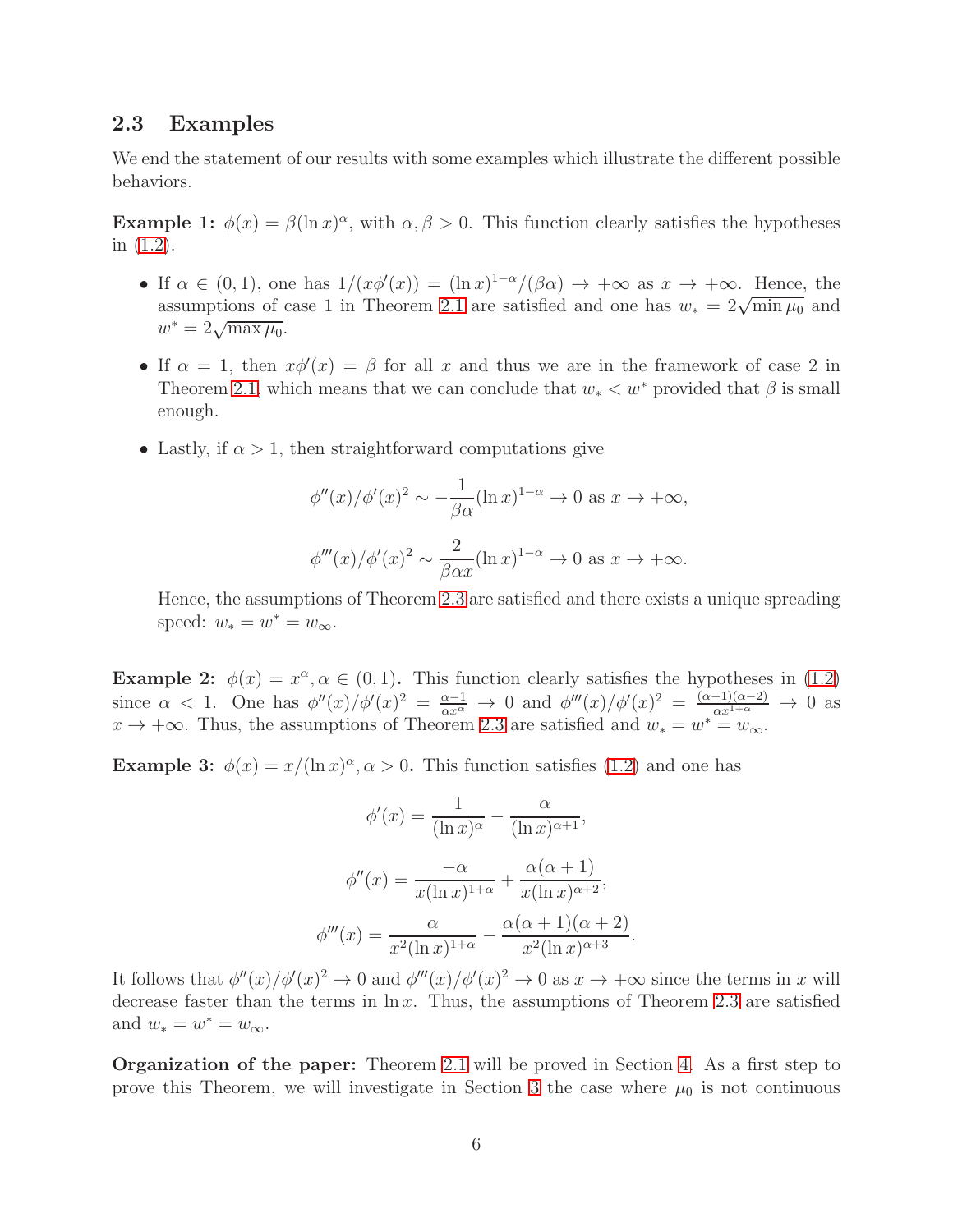### 2.3 Examples

We end the statement of our results with some examples which illustrate the different possible behaviors.

**Example 1:** $\phi(x) = \beta(\ln x)^\alpha$, with $\alpha, \beta > 0$. This function clearly satisfies the hypotheses in (1.2).

- If $\alpha \in (0,1)$, one has $1/(x\phi'(x)) = (\ln x)^{1-\alpha}/(\beta\alpha) \to +\infty$ as $x \to +\infty$. Hence, the assumptions of case 1 in Theorem 2.1 are satisfied and one has $w_* = 2\sqrt{\min \mu_0}$ and $w^* = 2\sqrt{\max \mu_0}$.
- If $\alpha = 1$, then $x\phi'(x) = \beta$ for all $x$ and thus we are in the framework of case 2 in Theorem 2.1, which means that we can conclude that $w_* < w^*$ provided that $\beta$ is small enough.
- Lastly, if $\alpha > 1$, then straightforward computations give

$$\phi''(x)/\phi'(x)^2 \sim -\frac{1}{\beta\alpha}(\ln x)^{1-\alpha} \to 0 \text{ as } x \to +\infty,$$

$$\phi'''(x)/\phi'(x)^2 \sim \frac{2}{\beta\alpha x}(\ln x)^{1-\alpha} \to 0 \text{ as } x \to +\infty.$$

  Hence, the assumptions of Theorem 2.3 are satisfied and there exists a unique spreading speed: $w_* = w^* = w_\infty$.

**Example 2:** $\phi(x) = x^\alpha, \alpha \in (0,1)$**.** This function clearly satisfies the hypotheses in (1.2) since $\alpha < 1$. One has $\phi''(x)/\phi'(x)^2 = \frac{\alpha-1}{\alpha x^\alpha} \to 0$ and $\phi'''(x)/\phi'(x)^2 = \frac{(\alpha-1)(\alpha-2)}{\alpha x^{1+\alpha}} \to 0$ as $x \to +\infty$. Thus, the assumptions of Theorem 2.3 are satisfied and $w_* = w^* = w_\infty$.

**Example 3:** $\phi(x) = x/(\ln x)^\alpha, \alpha > 0$**.** This function satisfies (1.2) and one has

$$\phi'(x) = \frac{1}{(\ln x)^\alpha} - \frac{\alpha}{(\ln x)^{\alpha+1}},$$

$$\phi''(x) = \frac{-\alpha}{x(\ln x)^{1+\alpha}} + \frac{\alpha(\alpha+1)}{x(\ln x)^{\alpha+2}},$$

$$\phi'''(x) = \frac{\alpha}{x^2(\ln x)^{1+\alpha}} - \frac{\alpha(\alpha+1)(\alpha+2)}{x^2(\ln x)^{\alpha+3}}.$$

It follows that $\phi''(x)/\phi'(x)^2 \to 0$ and $\phi'''(x)/\phi'(x)^2 \to 0$ as $x \to +\infty$ since the terms in $x$ will decrease faster than the terms in $\ln x$. Thus, the assumptions of Theorem 2.3 are satisfied and $w_* = w^* = w_\infty$.

**Organization of the paper:** Theorem 2.1 will be proved in Section 4. As a first step to prove this Theorem, we will investigate in Section 3 the case where $\mu_0$ is not continuous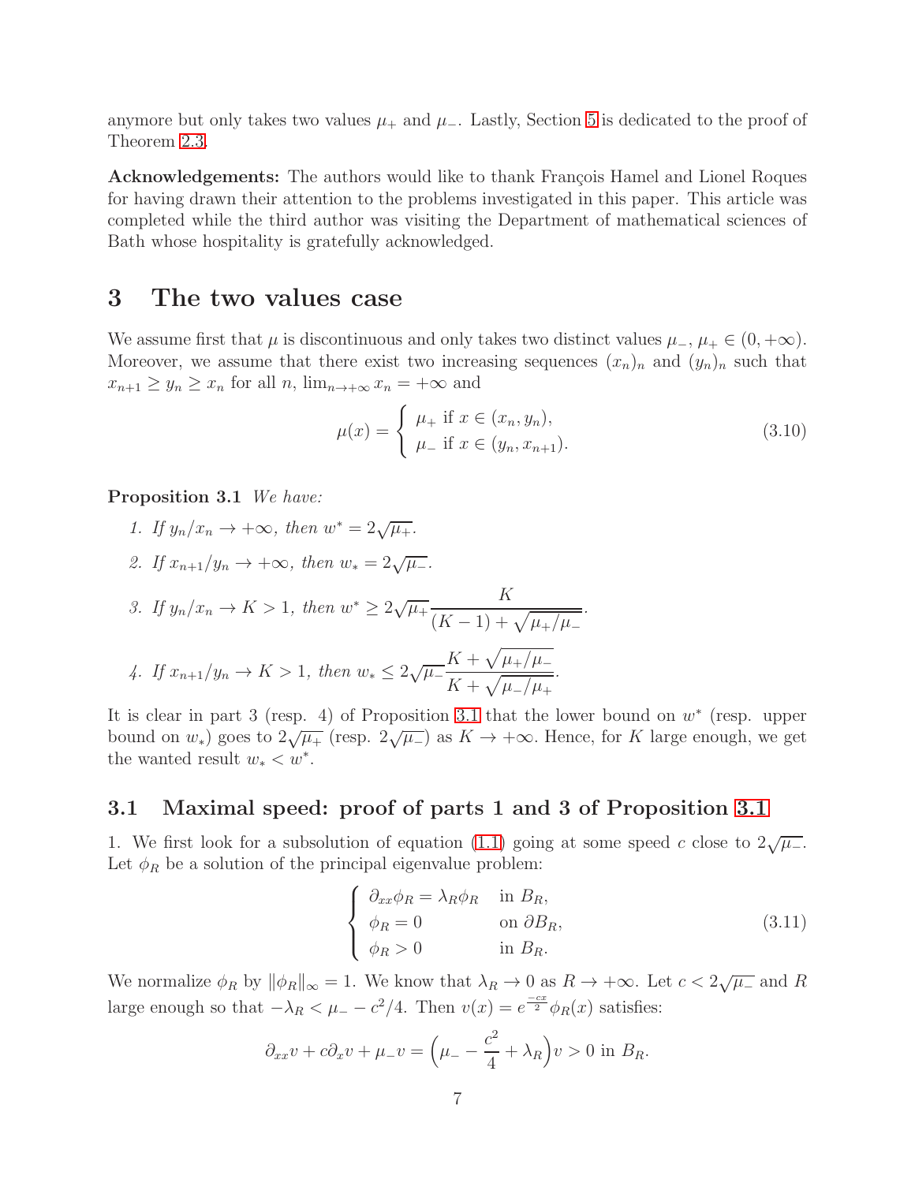anymore but only takes two values $\mu_+$ and $\mu_-$. Lastly, Section 5 is dedicated to the proof of Theorem 2.3.

**Acknowledgements:** The authors would like to thank François Hamel and Lionel Roques for having drawn their attention to the problems investigated in this paper. This article was completed while the third author was visiting the Department of mathematical sciences of Bath whose hospitality is gratefully acknowledged.

# 3 The two values case

We assume first that $\mu$ is discontinuous and only takes two distinct values $\mu_-, \mu_+ \in (0, +\infty)$. Moreover, we assume that there exist two increasing sequences $(x_n)_n$ and $(y_n)_n$ such that $x_{n+1} \geq y_n \geq x_n$ for all $n$, $\lim_{n \to +\infty} x_n = +\infty$ and

$$\mu(x) = \begin{cases} \mu_+ \text{ if } x \in (x_n, y_n), \\ \mu_- \text{ if } x \in (y_n, x_{n+1}). \end{cases} \tag{3.10}$$

**Proposition 3.1** *We have:*

1. *If $y_n/x_n \to +\infty$, then $w^* = 2\sqrt{\mu_+}$.*
2. *If $x_{n+1}/y_n \to +\infty$, then $w_* = 2\sqrt{\mu_-}$.*
3. *If $y_n/x_n \to K > 1$, then $w^* \geq 2\sqrt{\mu_+} \dfrac{K}{(K-1) + \sqrt{\mu_+/\mu_-}}$.*
4. *If $x_{n+1}/y_n \to K > 1$, then $w_* \leq 2\sqrt{\mu_-} \dfrac{K + \sqrt{\mu_+/\mu_-}}{K + \sqrt{\mu_-/\mu_+}}$.*

It is clear in part 3 (resp. 4) of Proposition 3.1 that the lower bound on $w^*$ (resp. upper bound on $w_*$) goes to $2\sqrt{\mu_+}$ (resp. $2\sqrt{\mu_-}$) as $K \to +\infty$. Hence, for $K$ large enough, we get the wanted result $w_* < w^*$.

## 3.1 Maximal speed: proof of parts 1 and 3 of Proposition 3.1

1. We first look for a subsolution of equation (1.1) going at some speed $c$ close to $2\sqrt{\mu_-}$. Let $\phi_R$ be a solution of the principal eigenvalue problem:

$$\begin{cases} \partial_{xx}\phi_R = \lambda_R \phi_R & \text{in } B_R, \\ \phi_R = 0 & \text{on } \partial B_R, \\ \phi_R > 0 & \text{in } B_R. \end{cases} \tag{3.11}$$

We normalize $\phi_R$ by $\|\phi_R\|_\infty = 1$. We know that $\lambda_R \to 0$ as $R \to +\infty$. Let $c < 2\sqrt{\mu_-}$ and $R$ large enough so that $-\lambda_R < \mu_- - c^2/4$. Then $v(x) = e^{\frac{-cx}{2}}\phi_R(x)$ satisfies:

$$\partial_{xx}v + c\partial_x v + \mu_- v = \Big(\mu_- - \frac{c^2}{4} + \lambda_R\Big)v > 0 \text{ in } B_R.$$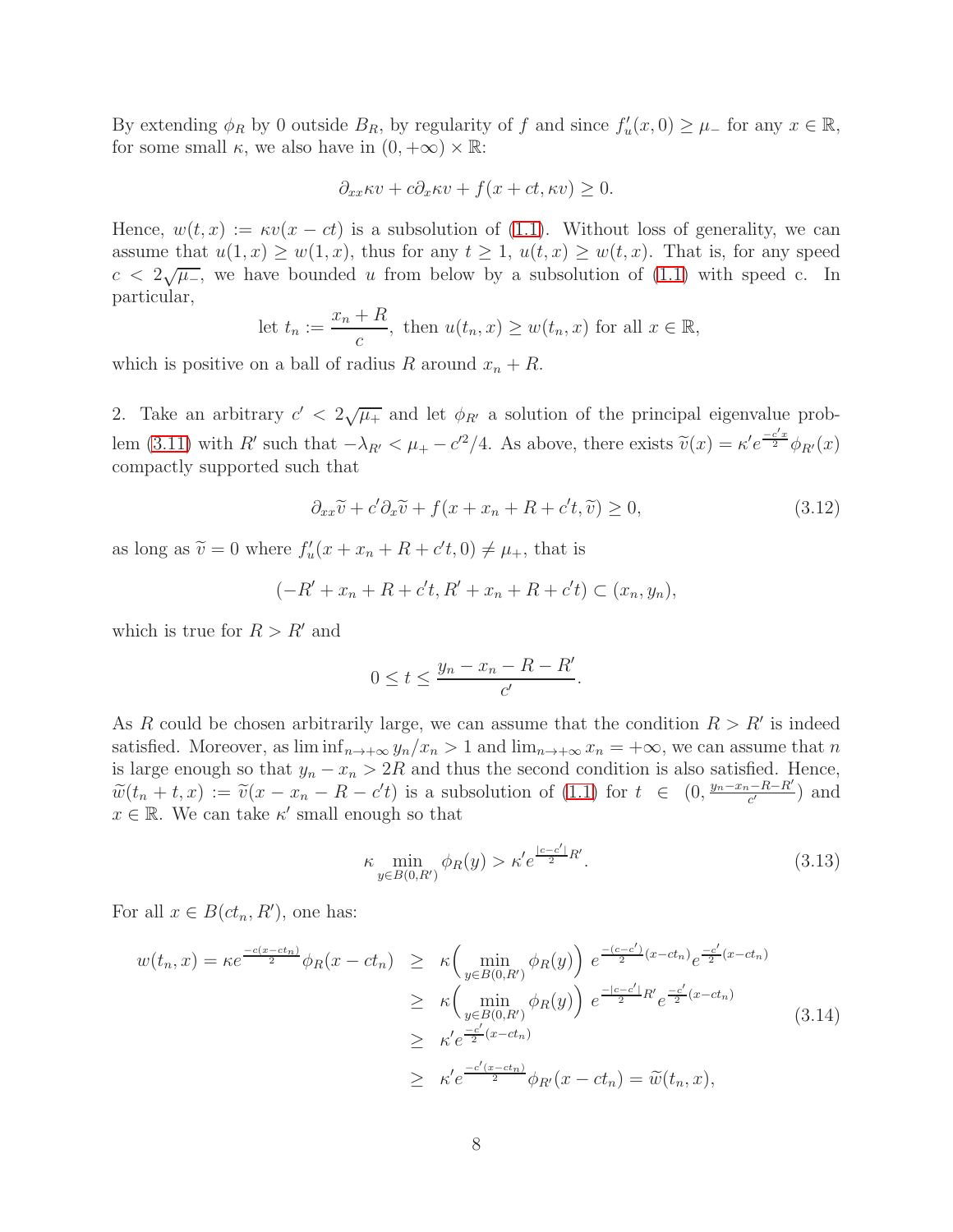By extending $\phi_R$ by 0 outside $B_R$, by regularity of $f$ and since $f'_u(x,0) \geq \mu_-$ for any $x \in \mathbb{R}$, for some small $\kappa$, we also have in $(0,+\infty) \times \mathbb{R}$:

$$\partial_{xx}\kappa v + c\partial_x \kappa v + f(x+ct, \kappa v) \geq 0.$$

Hence, $w(t,x) := \kappa v(x-ct)$ is a subsolution of (1.1). Without loss of generality, we can assume that $u(1,x) \geq w(1,x)$, thus for any $t \geq 1$, $u(t,x) \geq w(t,x)$. That is, for any speed $c < 2\sqrt{\mu_-}$, we have bounded $u$ from below by a subsolution of (1.1) with speed c. In particular,

$$\text{let } t_n := \frac{x_n + R}{c}, \text{ then } u(t_n,x) \geq w(t_n,x) \text{ for all } x \in \mathbb{R},$$

which is positive on a ball of radius $R$ around $x_n + R$.

2. Take an arbitrary $c' < 2\sqrt{\mu_+}$ and let $\phi_{R'}$ a solution of the principal eigenvalue problem (3.11) with $R'$ such that $-\lambda_{R'} < \mu_+ - c'^2/4$. As above, there exists $\widetilde{v}(x) = \kappa' e^{\frac{-c'x}{2}} \phi_{R'}(x)$ compactly supported such that

$$\partial_{xx}\widetilde{v} + c'\partial_x \widetilde{v} + f(x + x_n + R + c't, \widetilde{v}) \geq 0, \tag{3.12}$$

as long as $\widetilde{v} = 0$ where $f'_u(x + x_n + R + c't, 0) \neq \mu_+$, that is

$$(-R' + x_n + R + c't, R' + x_n + R + c't) \subset (x_n, y_n),$$

which is true for $R > R'$ and

$$0 \leq t \leq \frac{y_n - x_n - R - R'}{c'}.$$

As $R$ could be chosen arbitrarily large, we can assume that the condition $R > R'$ is indeed satisfied. Moreover, as $\liminf_{n\to+\infty} y_n/x_n > 1$ and $\lim_{n\to+\infty} x_n = +\infty$, we can assume that $n$ is large enough so that $y_n - x_n > 2R$ and thus the second condition is also satisfied. Hence, $\widetilde{w}(t_n + t, x) := \widetilde{v}(x - x_n - R - c't)$ is a subsolution of (1.1) for $t \in (0, \frac{y_n - x_n - R - R'}{c'})$ and $x \in \mathbb{R}$. We can take $\kappa'$ small enough so that

$$\kappa \min_{y \in B(0,R')} \phi_R(y) > \kappa' e^{\frac{|c-c'|}{2}R'}. \tag{3.13}$$

For all $x \in B(ct_n, R')$, one has:

$$\begin{aligned}
w(t_n,x) = \kappa e^{\frac{-c(x-ct_n)}{2}} \phi_R(x - ct_n) &\geq \kappa \Big( \min_{y\in B(0,R')} \phi_R(y) \Big)\, e^{\frac{-(c-c')}{2}(x-ct_n)} e^{\frac{-c'}{2}(x-ct_n)} \\
&\geq \kappa \Big( \min_{y\in B(0,R')} \phi_R(y) \Big)\, e^{\frac{-|c-c'|}{2}R'} e^{\frac{-c'}{2}(x-ct_n)} \\
&\geq \kappa' e^{\frac{-c'}{2}(x-ct_n)} \\
&\geq \kappa' e^{\frac{-c'(x-ct_n)}{2}} \phi_{R'}(x - ct_n) = \widetilde{w}(t_n, x),
\end{aligned} \tag{3.14}$$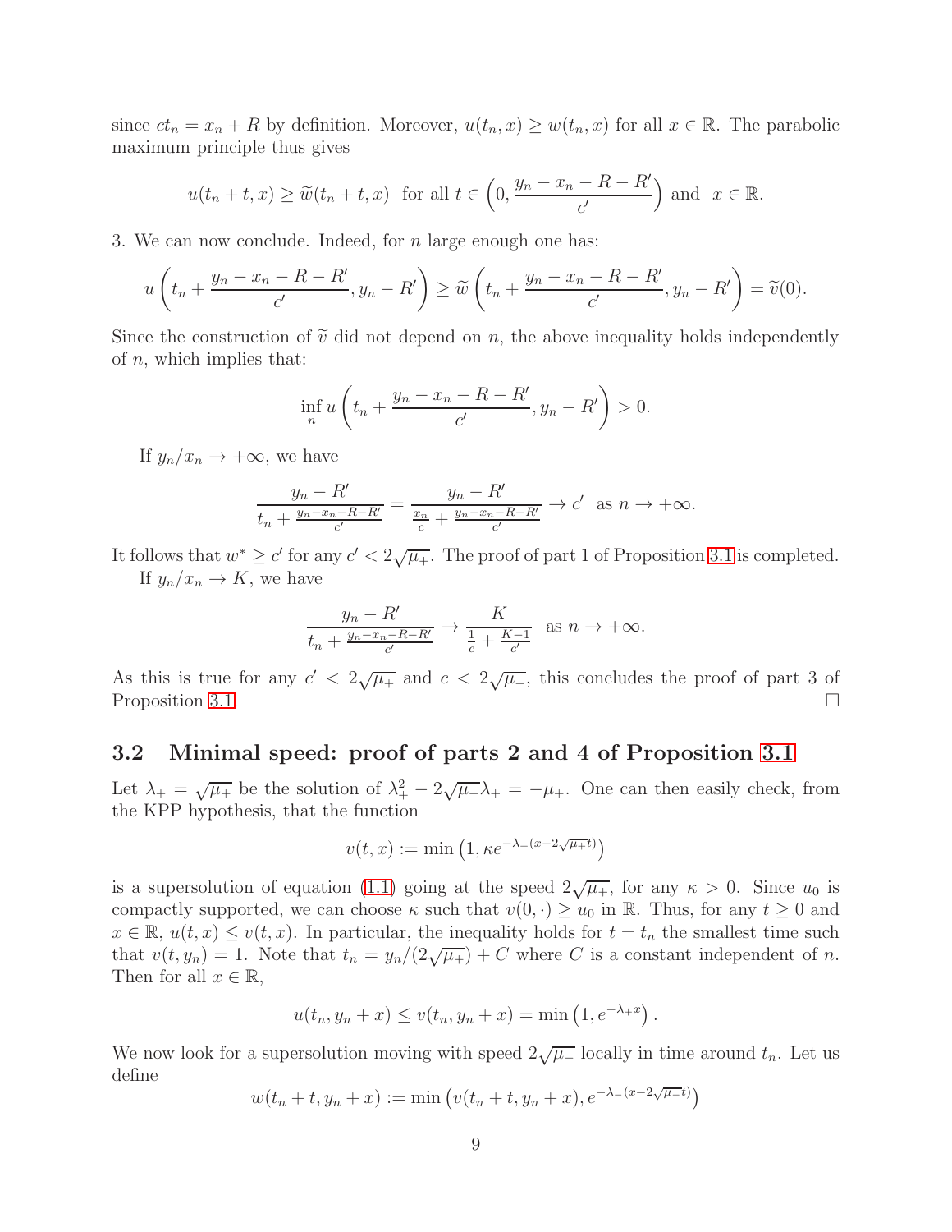since $ct_n = x_n + R$ by definition. Moreover, $u(t_n, x) \geq w(t_n, x)$ for all $x \in \mathbb{R}$. The parabolic maximum principle thus gives

$$u(t_n + t, x) \geq \widetilde{w}(t_n + t, x) \ \text{ for all } t \in \left(0, \frac{y_n - x_n - R - R'}{c'}\right) \text{ and } \ x \in \mathbb{R}.$$

3. We can now conclude. Indeed, for $n$ large enough one has:

$$u\left(t_n + \frac{y_n - x_n - R - R'}{c'}, y_n - R'\right) \geq \widetilde{w}\left(t_n + \frac{y_n - x_n - R - R'}{c'}, y_n - R'\right) = \widetilde{v}(0).$$

Since the construction of $\widetilde{v}$ did not depend on $n$, the above inequality holds independently of $n$, which implies that:

$$\inf_n u\left(t_n + \frac{y_n - x_n - R - R'}{c'}, y_n - R'\right) > 0.$$

If $y_n/x_n \to +\infty$, we have

$$\frac{y_n - R'}{t_n + \frac{y_n - x_n - R - R'}{c'}} = \frac{y_n - R'}{\frac{x_n}{c} + \frac{y_n - x_n - R - R'}{c'}} \to c' \ \text{ as } n \to +\infty.$$

It follows that $w^* \geq c'$ for any $c' < 2\sqrt{\mu_+}$. The proof of part 1 of Proposition 3.1 is completed.

If $y_n/x_n \to K$, we have

$$\frac{y_n - R'}{t_n + \frac{y_n - x_n - R - R'}{c'}} \to \frac{K}{\frac{1}{c} + \frac{K-1}{c'}} \ \text{ as } n \to +\infty.$$

As this is true for any $c' < 2\sqrt{\mu_+}$ and $c < 2\sqrt{\mu_-}$, this concludes the proof of part 3 of Proposition 3.1. $\square$

### 3.2 Minimal speed: proof of parts 2 and 4 of Proposition 3.1

Let $\lambda_+ = \sqrt{\mu_+}$ be the solution of $\lambda_+^2 - 2\sqrt{\mu_+}\lambda_+ = -\mu_+$. One can then easily check, from the KPP hypothesis, that the function

$$v(t, x) := \min\left(1, \kappa e^{-\lambda_+(x - 2\sqrt{\mu_+}t)}\right)$$

is a supersolution of equation (1.1) going at the speed $2\sqrt{\mu_+}$, for any $\kappa > 0$. Since $u_0$ is compactly supported, we can choose $\kappa$ such that $v(0, \cdot) \geq u_0$ in $\mathbb{R}$. Thus, for any $t \geq 0$ and $x \in \mathbb{R}$, $u(t, x) \leq v(t, x)$. In particular, the inequality holds for $t = t_n$ the smallest time such that $v(t, y_n) = 1$. Note that $t_n = y_n/(2\sqrt{\mu_+}) + C$ where $C$ is a constant independent of $n$. Then for all $x \in \mathbb{R}$,

$$u(t_n, y_n + x) \leq v(t_n, y_n + x) = \min\left(1, e^{-\lambda_+ x}\right).$$

We now look for a supersolution moving with speed $2\sqrt{\mu_-}$ locally in time around $t_n$. Let us define

$$w(t_n + t, y_n + x) := \min\left(v(t_n + t, y_n + x), e^{-\lambda_-(x - 2\sqrt{\mu_-}t)}\right)$$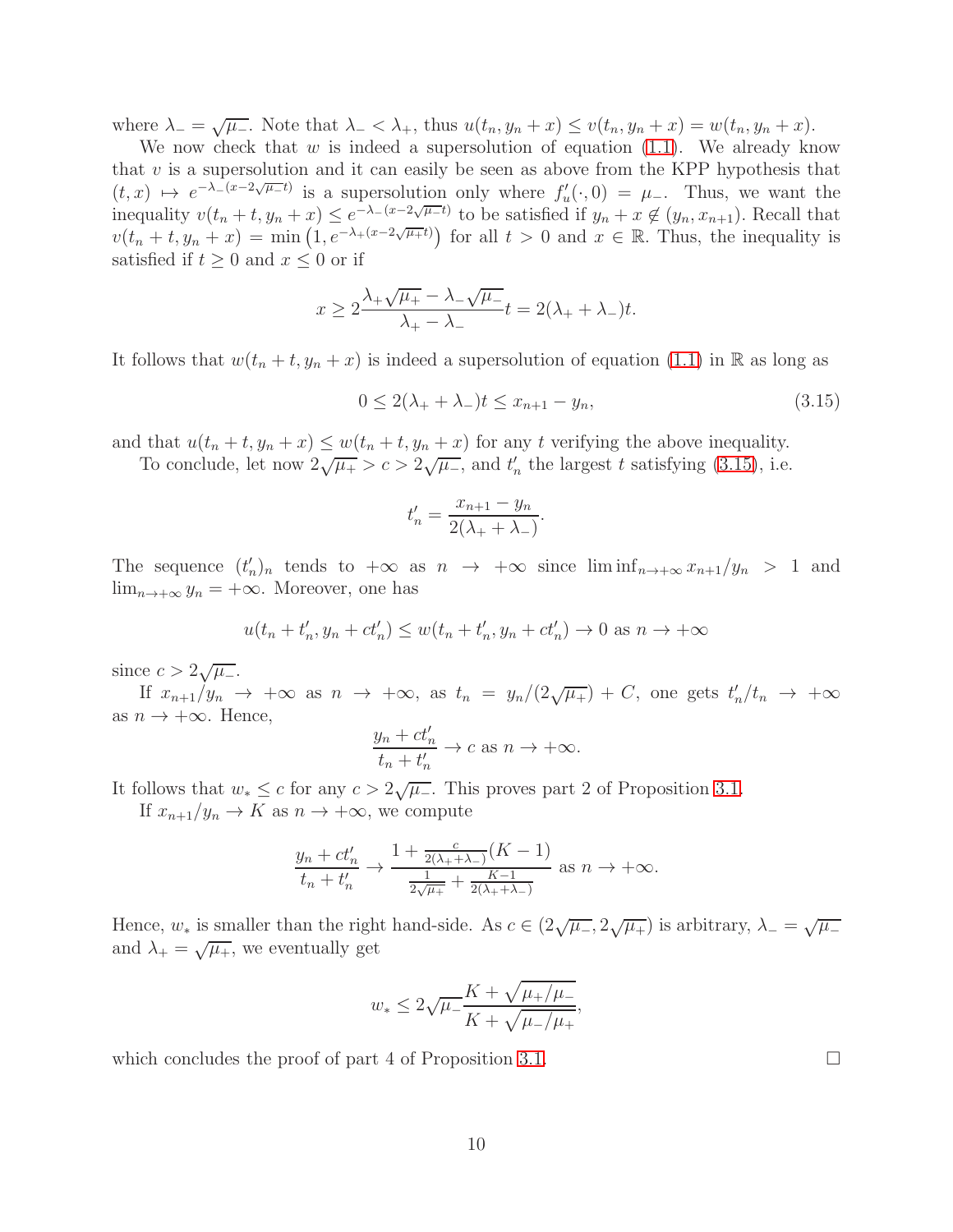where $\lambda_- = \sqrt{\mu_-}$. Note that $\lambda_- < \lambda_+$, thus $u(t_n, y_n + x) \leq v(t_n, y_n + x) = w(t_n, y_n + x)$.

We now check that $w$ is indeed a supersolution of equation (1.1). We already know that $v$ is a supersolution and it can easily be seen as above from the KPP hypothesis that $(t,x) \mapsto e^{-\lambda_-(x - 2\sqrt{\mu_-}t)}$ is a supersolution only where $f'_u(\cdot, 0) = \mu_-$. Thus, we want the inequality $v(t_n + t, y_n + x) \leq e^{-\lambda_-(x-2\sqrt{\mu_-}t)}$ to be satisfied if $y_n + x \notin (y_n, x_{n+1})$. Recall that $v(t_n + t, y_n + x) = \min\left(1, e^{-\lambda_+(x - 2\sqrt{\mu_+}t)}\right)$ for all $t > 0$ and $x \in \mathbb{R}$. Thus, the inequality is satisfied if $t \geq 0$ and $x \leq 0$ or if

$$x \geq 2\frac{\lambda_+\sqrt{\mu_+} - \lambda_-\sqrt{\mu_-}}{\lambda_+ - \lambda_-}t = 2(\lambda_+ + \lambda_-)t.$$

It follows that $w(t_n + t, y_n + x)$ is indeed a supersolution of equation (1.1) in $\mathbb{R}$ as long as

$$0 \leq 2(\lambda_+ + \lambda_-)t \leq x_{n+1} - y_n, \tag{3.15}$$

and that $u(t_n + t, y_n + x) \leq w(t_n + t, y_n + x)$ for any $t$ verifying the above inequality.

To conclude, let now $2\sqrt{\mu_+} > c > 2\sqrt{\mu_-}$, and $t'_n$ the largest $t$ satisfying (3.15), i.e.

$$t'_n = \frac{x_{n+1} - y_n}{2(\lambda_+ + \lambda_-)}.$$

The sequence $(t'_n)_n$ tends to $+\infty$ as $n \to +\infty$ since $\liminf_{n\to+\infty} x_{n+1}/y_n > 1$ and $\lim_{n\to+\infty} y_n = +\infty$. Moreover, one has

$$u(t_n + t'_n, y_n + ct'_n) \leq w(t_n + t'_n, y_n + ct'_n) \to 0 \text{ as } n \to +\infty$$

since $c > 2\sqrt{\mu_-}$.

If $x_{n+1}/y_n \to +\infty$ as $n \to +\infty$, as $t_n = y_n/(2\sqrt{\mu_+}) + C$, one gets $t'_n/t_n \to +\infty$ as $n \to +\infty$. Hence,

$$\frac{y_n + ct'_n}{t_n + t'_n} \to c \text{ as } n \to +\infty.$$

It follows that $w_* \leq c$ for any $c > 2\sqrt{\mu_-}$. This proves part 2 of Proposition 3.1.

If $x_{n+1}/y_n \to K$ as $n \to +\infty$, we compute

$$\frac{y_n + ct'_n}{t_n + t'_n} \to \frac{1 + \frac{c}{2(\lambda_+ + \lambda_-)}(K-1)}{\frac{1}{2\sqrt{\mu_+}} + \frac{K-1}{2(\lambda_+ + \lambda_-)}} \text{ as } n \to +\infty.$$

Hence, $w_*$ is smaller than the right hand-side. As $c \in (2\sqrt{\mu_-}, 2\sqrt{\mu_+})$ is arbitrary, $\lambda_- = \sqrt{\mu_-}$ and $\lambda_+ = \sqrt{\mu_+}$, we eventually get

$$w_* \leq 2\sqrt{\mu_-}\frac{K + \sqrt{\mu_+/\mu_-}}{K + \sqrt{\mu_-/\mu_+}},$$

which concludes the proof of part 4 of Proposition 3.1. $\square$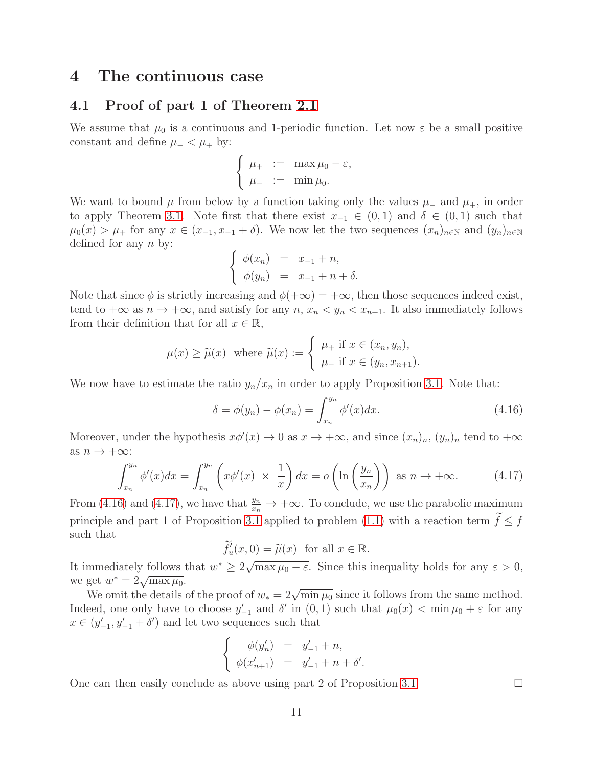# 4 The continuous case

## 4.1 Proof of part 1 of Theorem 2.1

We assume that $\mu_0$ is a continuous and 1-periodic function. Let now $\varepsilon$ be a small positive constant and define $\mu_- < \mu_+$ by:

$$\left\{ \begin{array}{lcl} \mu_+ & := & \max \mu_0 - \varepsilon, \\ \mu_- & := & \min \mu_0. \end{array} \right.$$

We want to bound $\mu$ from below by a function taking only the values $\mu_-$ and $\mu_+$, in order to apply Theorem 3.1. Note first that there exist $x_{-1} \in (0,1)$ and $\delta \in (0,1)$ such that $\mu_0(x) > \mu_+$ for any $x \in (x_{-1}, x_{-1} + \delta)$. We now let the two sequences $(x_n)_{n\in\mathbb{N}}$ and $(y_n)_{n\in\mathbb{N}}$ defined for any $n$ by:

$$\left\{ \begin{array}{lcl} \phi(x_n) & = & x_{-1} + n, \\ \phi(y_n) & = & x_{-1} + n + \delta. \end{array} \right.$$

Note that since $\phi$ is strictly increasing and $\phi(+\infty) = +\infty$, then those sequences indeed exist, tend to $+\infty$ as $n \to +\infty$, and satisfy for any $n$, $x_n < y_n < x_{n+1}$. It also immediately follows from their definition that for all $x \in \mathbb{R}$,

$$\mu(x) \geq \widetilde{\mu}(x) \ \text{ where } \widetilde{\mu}(x) := \left\{ \begin{array}{l} \mu_+ \text{ if } x \in (x_n, y_n), \\ \mu_- \text{ if } x \in (y_n, x_{n+1}). \end{array} \right.$$

We now have to estimate the ratio $y_n/x_n$ in order to apply Proposition 3.1. Note that:

$$\delta = \phi(y_n) - \phi(x_n) = \int_{x_n}^{y_n} \phi'(x)dx. \tag{4.16}$$

Moreover, under the hypothesis $x\phi'(x) \to 0$ as $x \to +\infty$, and since $(x_n)_n$, $(y_n)_n$ tend to $+\infty$ as $n \to +\infty$:

$$\int_{x_n}^{y_n} \phi'(x)dx = \int_{x_n}^{y_n} \left( x\phi'(x) \ \times \ \frac{1}{x} \right) dx = o\left( \ln\left( \frac{y_n}{x_n} \right) \right) \ \text{ as } n \to +\infty. \tag{4.17}$$

From (4.16) and (4.17), we have that $\frac{y_n}{x_n} \to +\infty$. To conclude, we use the parabolic maximum principle and part 1 of Proposition 3.1 applied to problem (1.1) with a reaction term $\widetilde{f} \leq f$ such that

$$\widetilde{f}'_u(x,0) = \widetilde{\mu}(x) \ \text{ for all } x \in \mathbb{R}.$$

It immediately follows that $w^* \geq 2\sqrt{\max \mu_0 - \varepsilon}$. Since this inequality holds for any $\varepsilon > 0$, we get $w^* = 2\sqrt{\max \mu_0}$.

We omit the details of the proof of $w_* = 2\sqrt{\min \mu_0}$ since it follows from the same method. Indeed, one only have to choose $y'_{-1}$ and $\delta'$ in $(0,1)$ such that $\mu_0(x) < \min \mu_0 + \varepsilon$ for any $x \in (y'_{-1}, y'_{-1} + \delta')$ and let two sequences such that

$$\left\{ \begin{array}{lcl} \phi(y'_n) & = & y'_{-1} + n, \\ \phi(x'_{n+1}) & = & y'_{-1} + n + \delta'. \end{array} \right.$$

One can then easily conclude as above using part 2 of Proposition 3.1. $\square$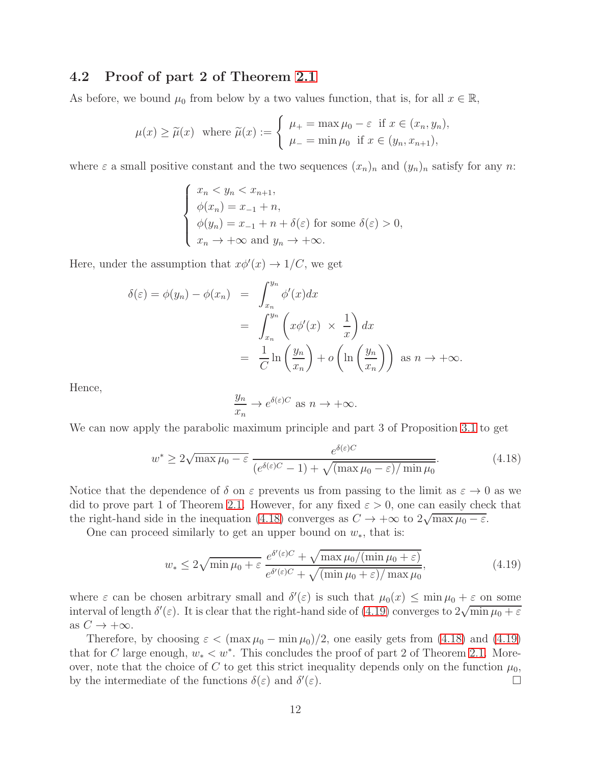### 4.2 Proof of part 2 of Theorem 2.1

As before, we bound $\mu_0$ from below by a two values function, that is, for all $x \in \mathbb{R}$,

$$\mu(x) \geq \widetilde{\mu}(x) \quad \text{where } \widetilde{\mu}(x) := \begin{cases} \mu_+ = \max \mu_0 - \varepsilon & \text{if } x \in (x_n, y_n), \\ \mu_- = \min \mu_0 & \text{if } x \in (y_n, x_{n+1}), \end{cases}$$

where $\varepsilon$ a small positive constant and the two sequences $(x_n)_n$ and $(y_n)_n$ satisfy for any $n$:

$$\begin{cases} x_n < y_n < x_{n+1}, \\ \phi(x_n) = x_{-1} + n, \\ \phi(y_n) = x_{-1} + n + \delta(\varepsilon) \text{ for some } \delta(\varepsilon) > 0, \\ x_n \to +\infty \text{ and } y_n \to +\infty. \end{cases}$$

Here, under the assumption that $x\phi'(x) \to 1/C$, we get

$$\begin{aligned} \delta(\varepsilon) = \phi(y_n) - \phi(x_n) &= \int_{x_n}^{y_n} \phi'(x)dx \\ &= \int_{x_n}^{y_n} \left( x\phi'(x) \ \times \ \frac{1}{x} \right) dx \\ &= \frac{1}{C} \ln \left( \frac{y_n}{x_n} \right) + o\left( \ln \left( \frac{y_n}{x_n} \right) \right) \ \text{ as } n \to +\infty. \end{aligned}$$

Hence,

$$\frac{y_n}{x_n} \to e^{\delta(\varepsilon)C} \text{ as } n \to +\infty.$$

We can now apply the parabolic maximum principle and part 3 of Proposition 3.1 to get

$$w^* \geq 2\sqrt{\max \mu_0 - \varepsilon} \ \frac{e^{\delta(\varepsilon)C}}{(e^{\delta(\varepsilon)C} - 1) + \sqrt{(\max \mu_0 - \varepsilon)/\min \mu_0}}. \tag{4.18}$$

Notice that the dependence of $\delta$ on $\varepsilon$ prevents us from passing to the limit as $\varepsilon \to 0$ as we did to prove part 1 of Theorem 2.1. However, for any fixed $\varepsilon > 0$, one can easily check that the right-hand side in the inequation (4.18) converges as $C \to +\infty$ to $2\sqrt{\max \mu_0 - \varepsilon}$.

One can proceed similarly to get an upper bound on $w_*$, that is:

$$w_* \leq 2\sqrt{\min \mu_0 + \varepsilon} \ \frac{e^{\delta'(\varepsilon)C} + \sqrt{\max \mu_0/(\min \mu_0 + \varepsilon)}}{e^{\delta'(\varepsilon)C} + \sqrt{(\min \mu_0 + \varepsilon)/\max \mu_0}}, \tag{4.19}$$

where $\varepsilon$ can be chosen arbitrary small and $\delta'(\varepsilon)$ is such that $\mu_0(x) \leq \min \mu_0 + \varepsilon$ on some interval of length $\delta'(\varepsilon)$. It is clear that the right-hand side of (4.19) converges to $2\sqrt{\min \mu_0 + \varepsilon}$ as $C \to +\infty$.

Therefore, by choosing $\varepsilon < (\max \mu_0 - \min \mu_0)/2$, one easily gets from (4.18) and (4.19) that for $C$ large enough, $w_* < w^*$. This concludes the proof of part 2 of Theorem 2.1. Moreover, note that the choice of $C$ to get this strict inequality depends only on the function $\mu_0$, by the intermediate of the functions $\delta(\varepsilon)$ and $\delta'(\varepsilon)$. □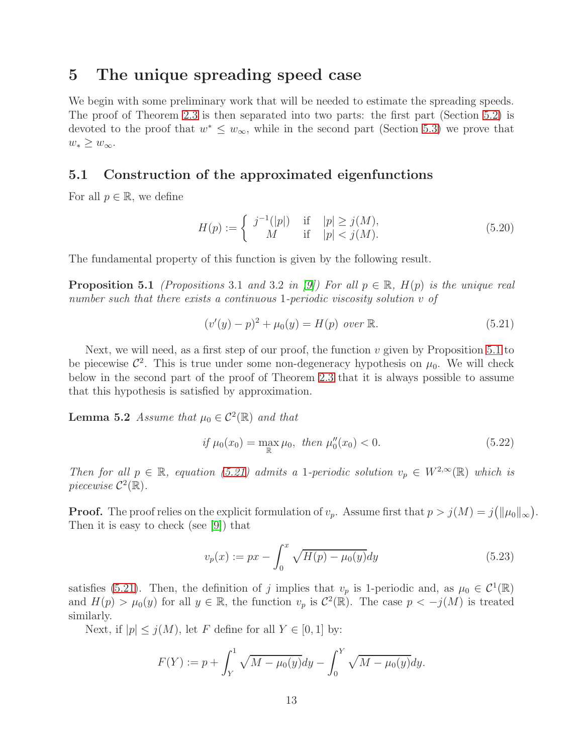# 5 The unique spreading speed case

We begin with some preliminary work that will be needed to estimate the spreading speeds. The proof of Theorem 2.3 is then separated into two parts: the first part (Section 5.2) is devoted to the proof that $w^* \leq w_\infty$, while in the second part (Section 5.3) we prove that $w_* \geq w_\infty$.

## 5.1 Construction of the approximated eigenfunctions

For all $p \in \mathbb{R}$, we define

$$H(p) := \begin{cases} j^{-1}(|p|) & \text{if} \quad |p| \geq j(M), \\ M & \text{if} \quad |p| < j(M). \end{cases} \tag{5.20}$$

The fundamental property of this function is given by the following result.

**Proposition 5.1** *(Propositions 3.1 and 3.2 in [9]) For all $p \in \mathbb{R}$, $H(p)$ is the unique real number such that there exists a continuous 1-periodic viscosity solution $v$ of*

$$(v'(y) - p)^2 + \mu_0(y) = H(p) \text{ over } \mathbb{R}. \tag{5.21}$$

Next, we will need, as a first step of our proof, the function $v$ given by Proposition 5.1 to be piecewise $\mathcal{C}^2$. This is true under some non-degeneracy hypothesis on $\mu_0$. We will check below in the second part of the proof of Theorem 2.3 that it is always possible to assume that this hypothesis is satisfied by approximation.

**Lemma 5.2** *Assume that $\mu_0 \in \mathcal{C}^2(\mathbb{R})$ and that*

$$\text{if } \mu_0(x_0) = \max_{\mathbb{R}} \mu_0, \text{ then } \mu_0''(x_0) < 0. \tag{5.22}$$

*Then for all $p \in \mathbb{R}$, equation (5.21) admits a 1-periodic solution $v_p \in W^{2,\infty}(\mathbb{R})$ which is piecewise $\mathcal{C}^2(\mathbb{R})$.*

**Proof.** The proof relies on the explicit formulation of $v_p$. Assume first that $p > j(M) = j(\|\mu_0\|_\infty)$. Then it is easy to check (see [9]) that

$$v_p(x) := px - \int_0^x \sqrt{H(p) - \mu_0(y)} dy \tag{5.23}$$

satisfies (5.21). Then, the definition of $j$ implies that $v_p$ is 1-periodic and, as $\mu_0 \in \mathcal{C}^1(\mathbb{R})$ and $H(p) > \mu_0(y)$ for all $y \in \mathbb{R}$, the function $v_p$ is $\mathcal{C}^2(\mathbb{R})$. The case $p < -j(M)$ is treated similarly.

Next, if $|p| \leq j(M)$, let $F$ define for all $Y \in [0, 1]$ by:

$$F(Y) := p + \int_Y^1 \sqrt{M - \mu_0(y)} dy - \int_0^Y \sqrt{M - \mu_0(y)} dy.$$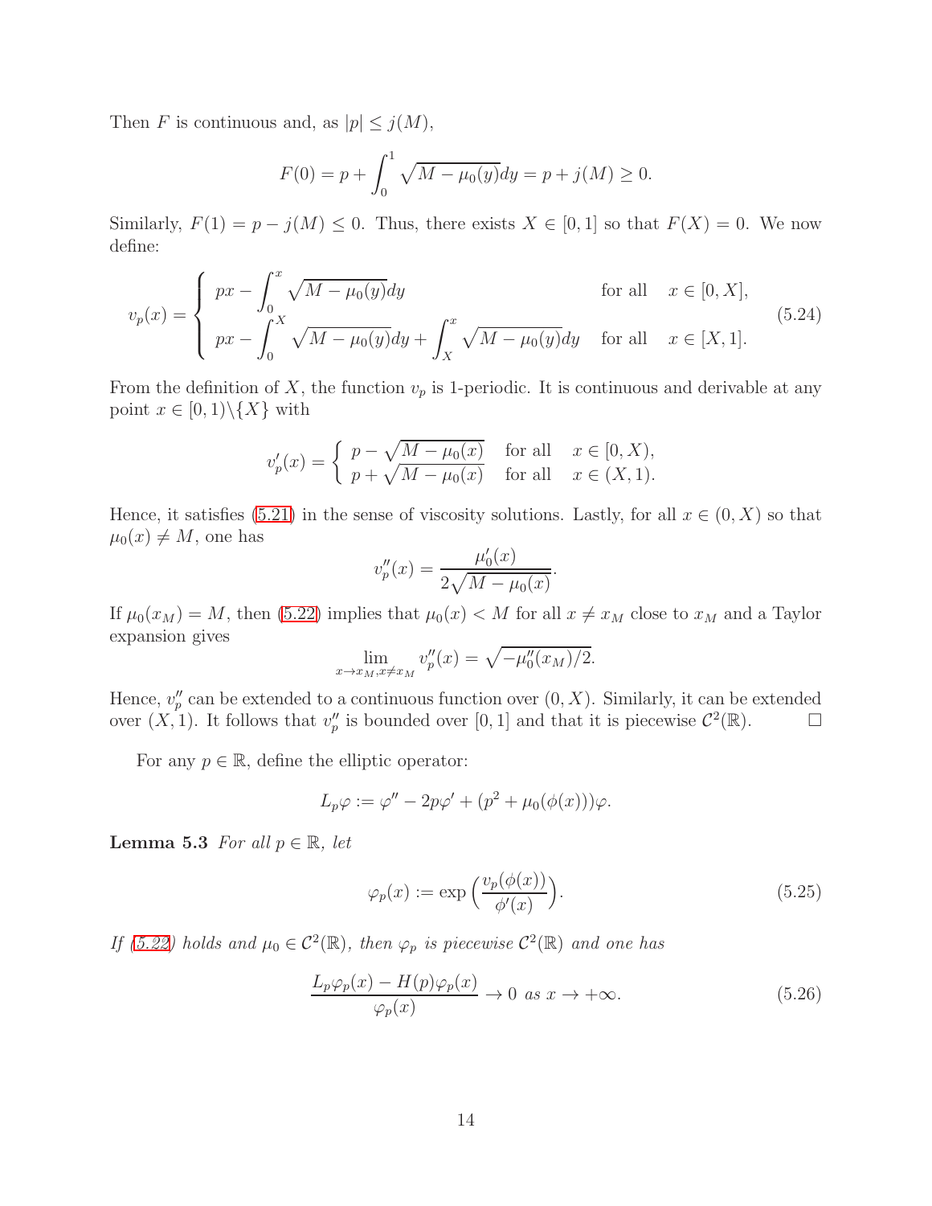Then $F$ is continuous and, as $|p| \leq j(M)$,

$$F(0) = p + \int_0^1 \sqrt{M - \mu_0(y)}dy = p + j(M) \geq 0.$$

Similarly, $F(1) = p - j(M) \leq 0$. Thus, there exists $X \in [0,1]$ so that $F(X) = 0$. We now define:

$$v_p(x) = \begin{cases} px - \int_0^x \sqrt{M - \mu_0(y)}dy & \text{for all} \quad x \in [0, X], \\ px - \int_0^X \sqrt{M - \mu_0(y)}dy + \int_X^x \sqrt{M - \mu_0(y)}dy & \text{for all} \quad x \in [X, 1]. \end{cases} \tag{5.24}$$

From the definition of $X$, the function $v_p$ is 1-periodic. It is continuous and derivable at any point $x \in [0,1)\backslash\{X\}$ with

$$v_p'(x) = \begin{cases} p - \sqrt{M - \mu_0(x)} & \text{for all} \quad x \in [0, X), \\ p + \sqrt{M - \mu_0(x)} & \text{for all} \quad x \in (X, 1). \end{cases}$$

Hence, it satisfies (5.21) in the sense of viscosity solutions. Lastly, for all $x \in (0, X)$ so that $\mu_0(x) \neq M$, one has

$$v_p''(x) = \frac{\mu_0'(x)}{2\sqrt{M - \mu_0(x)}}.$$

If $\mu_0(x_M) = M$, then (5.22) implies that $\mu_0(x) < M$ for all $x \neq x_M$ close to $x_M$ and a Taylor expansion gives

$$\lim_{x \to x_M, x \neq x_M} v_p''(x) = \sqrt{-\mu_0''(x_M)/2}.$$

Hence, $v_p''$ can be extended to a continuous function over $(0, X)$. Similarly, it can be extended over $(X, 1)$. It follows that $v_p''$ is bounded over $[0,1]$ and that it is piecewise $\mathcal{C}^2(\mathbb{R})$. $\square$

For any $p \in \mathbb{R}$, define the elliptic operator:

$$L_p\varphi := \varphi'' - 2p\varphi' + (p^2 + \mu_0(\phi(x)))\varphi.$$

**Lemma 5.3** *For all $p \in \mathbb{R}$, let*

$$\varphi_p(x) := \exp\Big(\frac{v_p(\phi(x))}{\phi'(x)}\Big). \tag{5.25}$$

*If (5.22) holds and $\mu_0 \in \mathcal{C}^2(\mathbb{R})$, then $\varphi_p$ is piecewise $\mathcal{C}^2(\mathbb{R})$ and one has*

$$\frac{L_p\varphi_p(x) - H(p)\varphi_p(x)}{\varphi_p(x)} \to 0 \text{ as } x \to +\infty. \tag{5.26}$$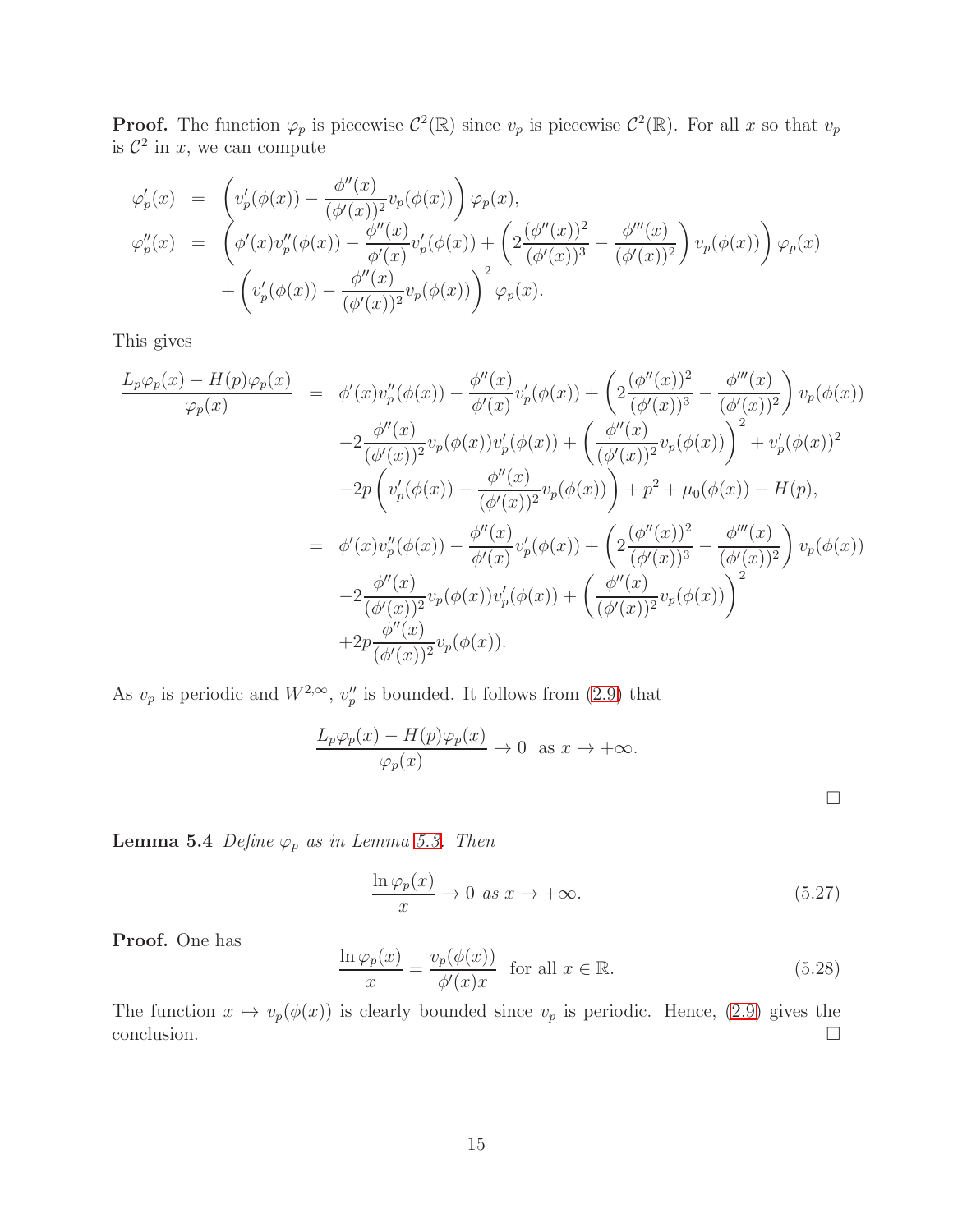**Proof.** The function $\varphi_p$ is piecewise $\mathcal{C}^2(\mathbb{R})$ since $v_p$ is piecewise $\mathcal{C}^2(\mathbb{R})$. For all $x$ so that $v_p$ is $\mathcal{C}^2$ in $x$, we can compute

$$
\begin{aligned}
\varphi_p'(x) &= \left( v_p'(\phi(x)) - \frac{\phi''(x)}{(\phi'(x))^2} v_p(\phi(x)) \right) \varphi_p(x), \\
\varphi_p''(x) &= \left( \phi'(x) v_p''(\phi(x)) - \frac{\phi''(x)}{\phi'(x)} v_p'(\phi(x)) + \left( 2\frac{(\phi''(x))^2}{(\phi'(x))^3} - \frac{\phi'''(x)}{(\phi'(x))^2} \right) v_p(\phi(x)) \right) \varphi_p(x) \\
&\quad + \left( v_p'(\phi(x)) - \frac{\phi''(x)}{(\phi'(x))^2} v_p(\phi(x)) \right)^2 \varphi_p(x).
\end{aligned}
$$

This gives

$$
\begin{aligned}
\frac{L_p \varphi_p(x) - H(p)\varphi_p(x)}{\varphi_p(x)} &= \phi'(x) v_p''(\phi(x)) - \frac{\phi''(x)}{\phi'(x)} v_p'(\phi(x)) + \left( 2\frac{(\phi''(x))^2}{(\phi'(x))^3} - \frac{\phi'''(x)}{(\phi'(x))^2} \right) v_p(\phi(x)) \\
&\quad - 2\frac{\phi''(x)}{(\phi'(x))^2} v_p(\phi(x)) v_p'(\phi(x)) + \left( \frac{\phi''(x)}{(\phi'(x))^2} v_p(\phi(x)) \right)^2 + v_p'(\phi(x))^2 \\
&\quad - 2p\left( v_p'(\phi(x)) - \frac{\phi''(x)}{(\phi'(x))^2} v_p(\phi(x)) \right) + p^2 + \mu_0(\phi(x)) - H(p), \\
&= \phi'(x) v_p''(\phi(x)) - \frac{\phi''(x)}{\phi'(x)} v_p'(\phi(x)) + \left( 2\frac{(\phi''(x))^2}{(\phi'(x))^3} - \frac{\phi'''(x)}{(\phi'(x))^2} \right) v_p(\phi(x)) \\
&\quad - 2\frac{\phi''(x)}{(\phi'(x))^2} v_p(\phi(x)) v_p'(\phi(x)) + \left( \frac{\phi''(x)}{(\phi'(x))^2} v_p(\phi(x)) \right)^2 \\
&\quad + 2p\frac{\phi''(x)}{(\phi'(x))^2} v_p(\phi(x)).
\end{aligned}
$$

As $v_p$ is periodic and $W^{2,\infty}$, $v_p''$ is bounded. It follows from (2.9) that

$$
\frac{L_p \varphi_p(x) - H(p)\varphi_p(x)}{\varphi_p(x)} \to 0 \ \text{ as } x \to +\infty.
$$

□

**Lemma 5.4** *Define $\varphi_p$ as in Lemma 5.3. Then*

$$
\frac{\ln \varphi_p(x)}{x} \to 0 \ \text{as } x \to +\infty. \tag{5.27}
$$

**Proof.** One has

$$
\frac{\ln \varphi_p(x)}{x} = \frac{v_p(\phi(x))}{\phi'(x)x} \ \text{ for all } x \in \mathbb{R}. \tag{5.28}
$$

The function $x \mapsto v_p(\phi(x))$ is clearly bounded since $v_p$ is periodic. Hence, (2.9) gives the conclusion. □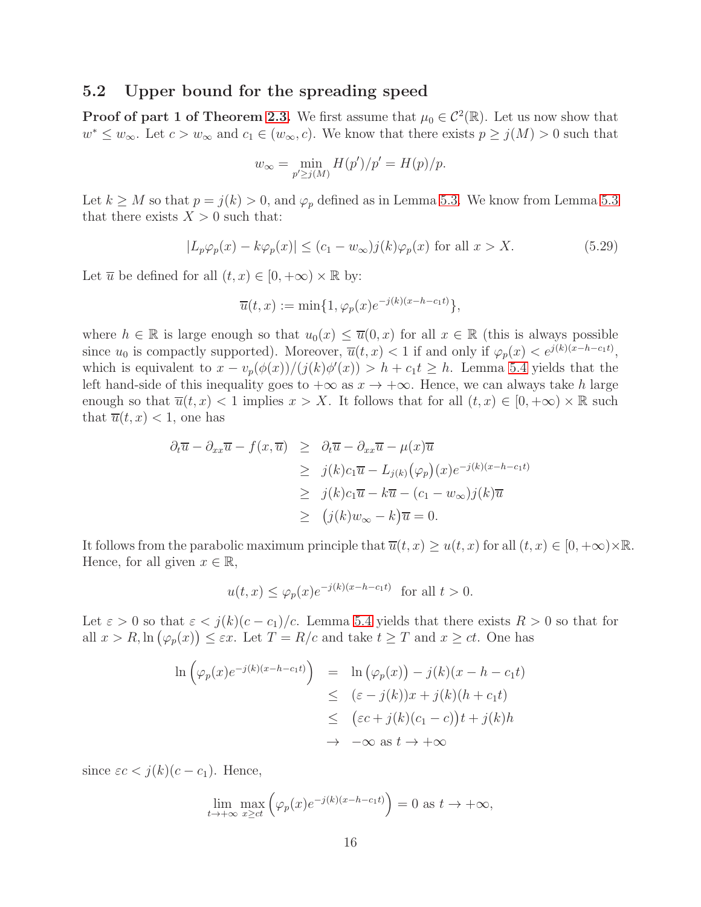## 5.2 Upper bound for the spreading speed

**Proof of part 1 of Theorem 2.3.** We first assume that $\mu_0 \in \mathcal{C}^2(\mathbb{R})$. Let us now show that $w^* \leq w_\infty$. Let $c > w_\infty$ and $c_1 \in (w_\infty, c)$. We know that there exists $p \geq j(M) > 0$ such that

$$w_\infty = \min_{p' \geq j(M)} H(p')/p' = H(p)/p.$$

Let $k \geq M$ so that $p = j(k) > 0$, and $\varphi_p$ defined as in Lemma 5.3. We know from Lemma 5.3 that there exists $X > 0$ such that:

$$|L_p\varphi_p(x) - k\varphi_p(x)| \leq (c_1 - w_\infty)j(k)\varphi_p(x) \text{ for all } x > X. \tag{5.29}$$

Let $\overline{u}$ be defined for all $(t, x) \in [0, +\infty) \times \mathbb{R}$ by:

$$\overline{u}(t, x) := \min\{1, \varphi_p(x)e^{-j(k)(x-h-c_1t)}\},$$

where $h \in \mathbb{R}$ is large enough so that $u_0(x) \leq \overline{u}(0, x)$ for all $x \in \mathbb{R}$ (this is always possible since $u_0$ is compactly supported). Moreover, $\overline{u}(t, x) < 1$ if and only if $\varphi_p(x) < e^{j(k)(x-h-c_1t)}$, which is equivalent to $x - v_p(\phi(x))/(j(k)\phi'(x)) > h + c_1t \geq h$. Lemma 5.4 yields that the left hand-side of this inequality goes to $+\infty$ as $x \to +\infty$. Hence, we can always take $h$ large enough so that $\overline{u}(t, x) < 1$ implies $x > X$. It follows that for all $(t, x) \in [0, +\infty) \times \mathbb{R}$ such that $\overline{u}(t, x) < 1$, one has

$$\begin{aligned}
\partial_t\overline{u} - \partial_{xx}\overline{u} - f(x, \overline{u}) &\geq \partial_t\overline{u} - \partial_{xx}\overline{u} - \mu(x)\overline{u} \\
&\geq j(k)c_1\overline{u} - L_{j(k)}\big(\varphi_p\big)(x)e^{-j(k)(x-h-c_1t)} \\
&\geq j(k)c_1\overline{u} - k\overline{u} - (c_1 - w_\infty)j(k)\overline{u} \\
&\geq \big(j(k)w_\infty - k\big)\overline{u} = 0.
\end{aligned}$$

It follows from the parabolic maximum principle that $\overline{u}(t, x) \geq u(t, x)$ for all $(t, x) \in [0, +\infty) \times \mathbb{R}$. Hence, for all given $x \in \mathbb{R}$,

$$u(t, x) \leq \varphi_p(x)e^{-j(k)(x-h-c_1t)} \text{ for all } t > 0.$$

Let $\varepsilon > 0$ so that $\varepsilon < j(k)(c - c_1)/c$. Lemma 5.4 yields that there exists $R > 0$ so that for all $x > R$, $\ln\big(\varphi_p(x)\big) \leq \varepsilon x$. Let $T = R/c$ and take $t \geq T$ and $x \geq ct$. One has

$$\begin{aligned}
\ln\Big(\varphi_p(x)e^{-j(k)(x-h-c_1t)}\Big) &= \ln\big(\varphi_p(x)\big) - j(k)(x - h - c_1t) \\
&\leq (\varepsilon - j(k))x + j(k)(h + c_1t) \\
&\leq \big(\varepsilon c + j(k)(c_1 - c)\big)t + j(k)h \\
&\to -\infty \text{ as } t \to +\infty
\end{aligned}$$

since $\varepsilon c < j(k)(c - c_1)$. Hence,

$$\lim_{t\to+\infty} \max_{x\geq ct} \Big(\varphi_p(x)e^{-j(k)(x-h-c_1t)}\Big) = 0 \text{ as } t \to +\infty,$$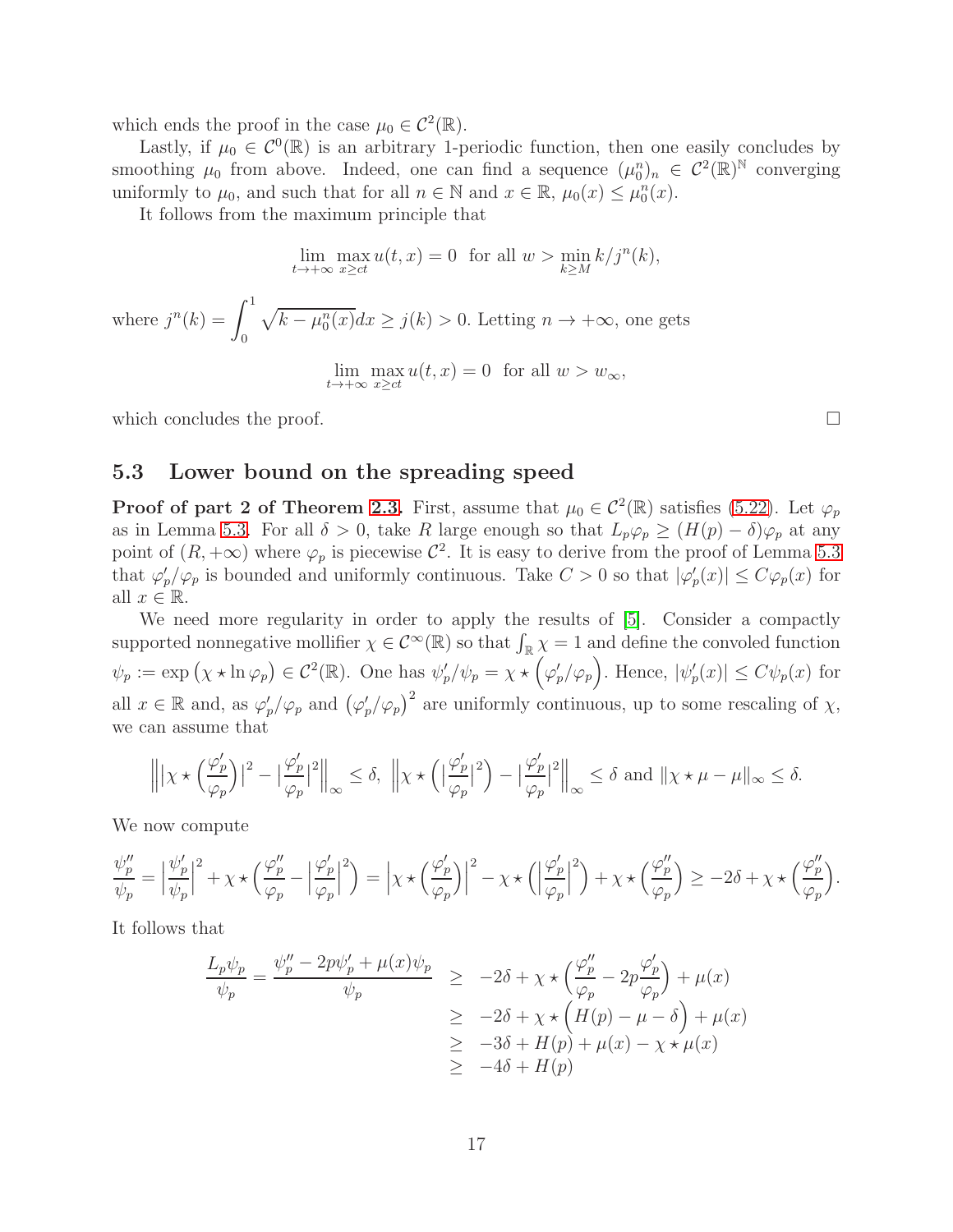which ends the proof in the case $\mu_0 \in \mathcal{C}^2(\mathbb{R})$.

Lastly, if $\mu_0 \in \mathcal{C}^0(\mathbb{R})$ is an arbitrary 1-periodic function, then one easily concludes by smoothing $\mu_0$ from above. Indeed, one can find a sequence $(\mu_0^n)_n \in \mathcal{C}^2(\mathbb{R})^{\mathbb{N}}$ converging uniformly to $\mu_0$, and such that for all $n \in \mathbb{N}$ and $x \in \mathbb{R}$, $\mu_0(x) \leq \mu_0^n(x)$.

It follows from the maximum principle that

$$\lim_{t\to+\infty} \max_{x\geq ct} u(t,x) = 0 \text{ for all } w > \min_{k\geq M} k/j^n(k),$$

where $j^n(k) = \displaystyle\int_0^1 \sqrt{k - \mu_0^n(x)}dx \geq j(k) > 0$. Letting $n \to +\infty$, one gets

$$\lim_{t\to+\infty} \max_{x\geq ct} u(t,x) = 0 \text{ for all } w > w_\infty,$$

which concludes the proof. □

## 5.3 Lower bound on the spreading speed

**Proof of part 2 of Theorem 2.3.** First, assume that $\mu_0 \in \mathcal{C}^2(\mathbb{R})$ satisfies (5.22). Let $\varphi_p$ as in Lemma 5.3. For all $\delta > 0$, take $R$ large enough so that $L_p\varphi_p \geq (H(p) - \delta)\varphi_p$ at any point of $(R, +\infty)$ where $\varphi_p$ is piecewise $\mathcal{C}^2$. It is easy to derive from the proof of Lemma 5.3 that $\varphi_p'/\varphi_p$ is bounded and uniformly continuous. Take $C > 0$ so that $|\varphi_p'(x)| \leq C\varphi_p(x)$ for all $x \in \mathbb{R}$.

We need more regularity in order to apply the results of [5]. Consider a compactly supported nonnegative mollifier $\chi \in \mathcal{C}^\infty(\mathbb{R})$ so that $\int_{\mathbb{R}} \chi = 1$ and define the convoled function $\psi_p := \exp\big(\chi \star \ln \varphi_p\big) \in \mathcal{C}^2(\mathbb{R})$. One has $\psi_p'/\psi_p = \chi \star \Big(\varphi_p'/\varphi_p\Big)$. Hence, $|\psi_p'(x)| \leq C\psi_p(x)$ for all $x \in \mathbb{R}$ and, as $\varphi_p'/\varphi_p$ and $\big(\varphi_p'/\varphi_p\big)^2$ are uniformly continuous, up to some rescaling of $\chi$, we can assume that

$$\Big\|\big|\chi \star \Big(\frac{\varphi_p'}{\varphi_p}\Big)\big|^2 - \big|\frac{\varphi_p'}{\varphi_p}\big|^2\Big\|_\infty \leq \delta,\ \Big\|\chi \star \Big(\big|\frac{\varphi_p'}{\varphi_p}\big|^2\Big) - \big|\frac{\varphi_p'}{\varphi_p}\big|^2\Big\|_\infty \leq \delta \text{ and } \|\chi \star \mu - \mu\|_\infty \leq \delta.$$

We now compute

$$\frac{\psi_p''}{\psi_p} = \Big|\frac{\psi_p'}{\psi_p}\Big|^2 + \chi \star \Big(\frac{\varphi_p''}{\varphi_p} - \Big|\frac{\varphi_p'}{\varphi_p}\Big|^2\Big) = \Big|\chi \star \Big(\frac{\varphi_p'}{\varphi_p}\Big)\Big|^2 - \chi \star \Big(\Big|\frac{\varphi_p'}{\varphi_p}\Big|^2\Big) + \chi \star \Big(\frac{\varphi_p''}{\varphi_p}\Big) \geq -2\delta + \chi \star \Big(\frac{\varphi_p''}{\varphi_p}\Big).$$

It follows that

$$\begin{aligned}
\frac{L_p\psi_p}{\psi_p} = \frac{\psi_p'' - 2p\psi_p' + \mu(x)\psi_p}{\psi_p} &\geq -2\delta + \chi \star \Big(\frac{\varphi_p''}{\varphi_p} - 2p\frac{\varphi_p'}{\varphi_p}\Big) + \mu(x)\\
&\geq -2\delta + \chi \star \Big(H(p) - \mu - \delta\Big) + \mu(x)\\
&\geq -3\delta + H(p) + \mu(x) - \chi \star \mu(x)\\
&\geq -4\delta + H(p)
\end{aligned}$$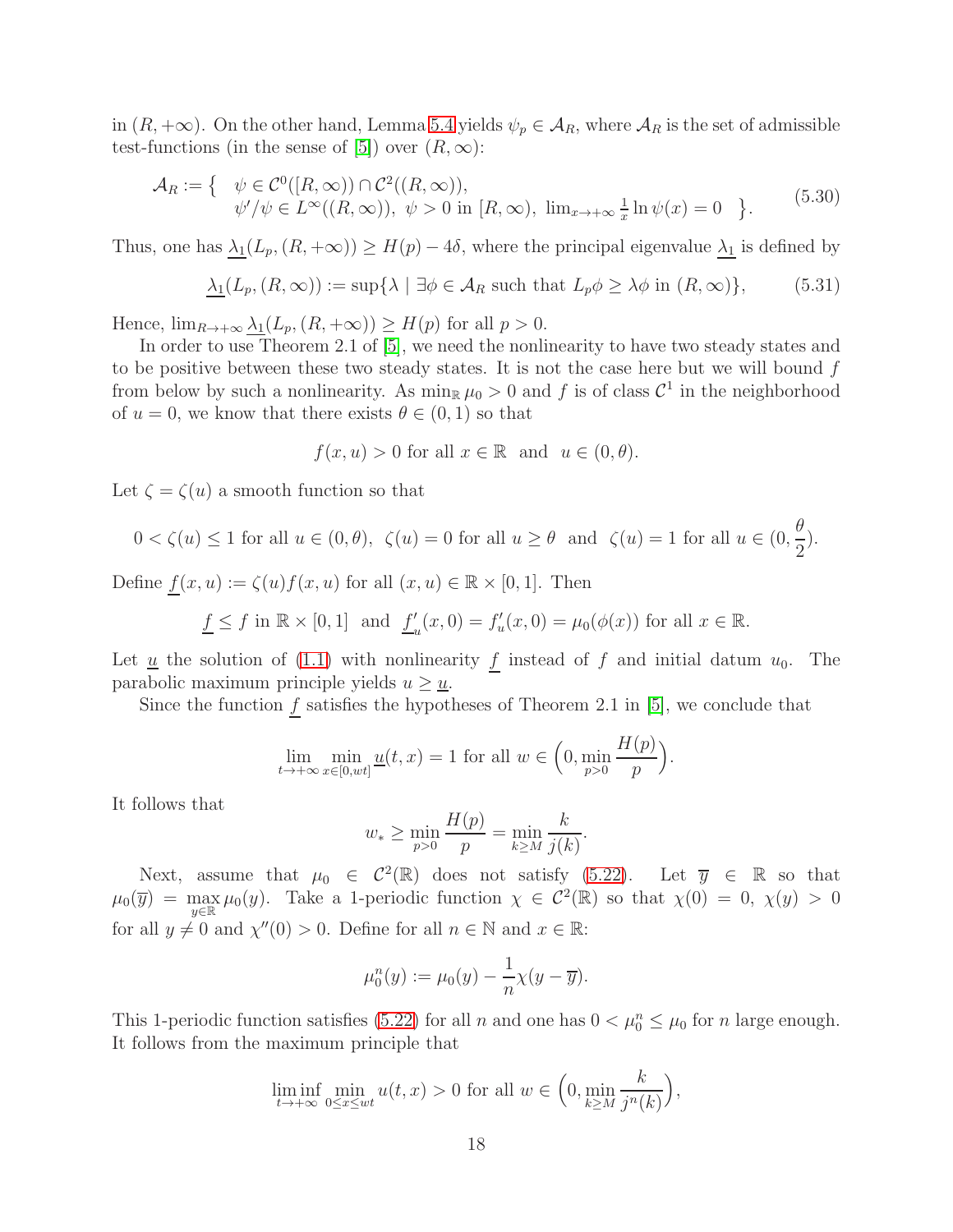in $(R, +\infty)$. On the other hand, Lemma 5.4 yields $\psi_p \in \mathcal{A}_R$, where $\mathcal{A}_R$ is the set of admissible test-functions (in the sense of [5]) over $(R, \infty)$:

$$\mathcal{A}_R := \Big\{ \begin{array}{l} \psi \in \mathcal{C}^0([R,\infty)) \cap \mathcal{C}^2((R,\infty)), \\ \psi'/\psi \in L^\infty((R,\infty)),\ \psi > 0 \text{ in } [R,\infty),\ \lim_{x\to+\infty} \frac{1}{x}\ln\psi(x) = 0 \end{array} \Big\}. \tag{5.30}$$

Thus, one has $\underline{\lambda_1}(L_p, (R, +\infty)) \geq H(p) - 4\delta$, where the principal eigenvalue $\underline{\lambda_1}$ is defined by

$$\underline{\lambda_1}(L_p, (R,\infty)) := \sup\{\lambda \mid \exists \phi \in \mathcal{A}_R \text{ such that } L_p\phi \geq \lambda\phi \text{ in } (R,\infty)\}, \tag{5.31}$$

Hence, $\lim_{R\to+\infty} \underline{\lambda_1}(L_p, (R, +\infty)) \geq H(p)$ for all $p > 0$.

In order to use Theorem 2.1 of [5], we need the nonlinearity to have two steady states and to be positive between these two steady states. It is not the case here but we will bound $f$ from below by such a nonlinearity. As $\min_{\mathbb{R}} \mu_0 > 0$ and $f$ is of class $\mathcal{C}^1$ in the neighborhood of $u = 0$, we know that there exists $\theta \in (0,1)$ so that

$$f(x,u) > 0 \text{ for all } x \in \mathbb{R} \ \text{ and } \ u \in (0,\theta).$$

Let $\zeta = \zeta(u)$ a smooth function so that

$$0 < \zeta(u) \leq 1 \text{ for all } u \in (0,\theta),\ \ \zeta(u) = 0 \text{ for all } u \geq \theta \ \text{ and } \ \zeta(u) = 1 \text{ for all } u \in (0, \frac{\theta}{2}).$$

Define $\underline{f}(x,u) := \zeta(u) f(x,u)$ for all $(x,u) \in \mathbb{R} \times [0,1]$. Then

$$\underline{f} \leq f \text{ in } \mathbb{R} \times [0,1] \ \text{ and } \ \underline{f}'_u(x,0) = f'_u(x,0) = \mu_0(\phi(x)) \text{ for all } x \in \mathbb{R}.$$

Let $\underline{u}$ the solution of (1.1) with nonlinearity $\underline{f}$ instead of $f$ and initial datum $u_0$. The parabolic maximum principle yields $u \geq \underline{u}$.

Since the function $\underline{f}$ satisfies the hypotheses of Theorem 2.1 in [5], we conclude that

$$\lim_{t\to+\infty} \min_{x\in[0,wt]} \underline{u}(t,x) = 1 \text{ for all } w \in \Big(0, \min_{p>0} \frac{H(p)}{p}\Big).$$

It follows that

$$w_* \geq \min_{p>0} \frac{H(p)}{p} = \min_{k\geq M} \frac{k}{j(k)}.$$

Next, assume that $\mu_0 \in \mathcal{C}^2(\mathbb{R})$ does not satisfy (5.22). Let $\overline{y} \in \mathbb{R}$ so that $\mu_0(\overline{y}) = \max_{y\in\mathbb{R}} \mu_0(y)$. Take a 1-periodic function $\chi \in \mathcal{C}^2(\mathbb{R})$ so that $\chi(0) = 0$, $\chi(y) > 0$ for all $y \neq 0$ and $\chi''(0) > 0$. Define for all $n \in \mathbb{N}$ and $x \in \mathbb{R}$:

$$\mu_0^n(y) := \mu_0(y) - \frac{1}{n}\chi(y - \overline{y}).$$

This 1-periodic function satisfies (5.22) for all $n$ and one has $0 < \mu_0^n \leq \mu_0$ for $n$ large enough. It follows from the maximum principle that

$$\liminf_{t\to+\infty} \min_{0\leq x\leq wt} u(t,x) > 0 \text{ for all } w \in \Big(0, \min_{k\geq M} \frac{k}{j^n(k)}\Big),$$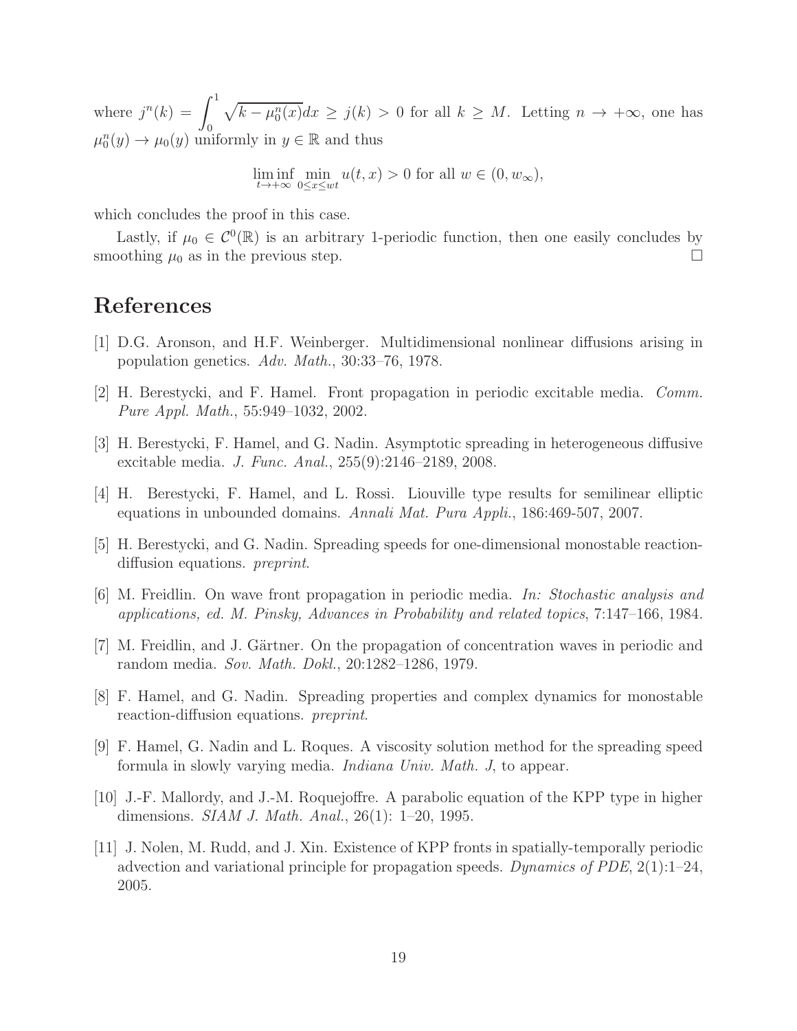where $j^n(k) = \displaystyle\int_0^1 \sqrt{k - \mu_0^n(x)}dx \geq j(k) > 0$ for all $k \geq M$. Letting $n \to +\infty$, one has $\mu_0^n(y) \to \mu_0(y)$ uniformly in $y \in \mathbb{R}$ and thus

$$\liminf_{t \to +\infty} \min_{0 \leq x \leq wt} u(t,x) > 0 \text{ for all } w \in (0, w_\infty),$$

which concludes the proof in this case.

Lastly, if $\mu_0 \in \mathcal{C}^0(\mathbb{R})$ is an arbitrary 1-periodic function, then one easily concludes by smoothing $\mu_0$ as in the previous step. □

# References

[1] D.G. Aronson, and H.F. Weinberger. Multidimensional nonlinear diffusions arising in population genetics. *Adv. Math.*, 30:33–76, 1978.

[2] H. Berestycki, and F. Hamel. Front propagation in periodic excitable media. *Comm. Pure Appl. Math.*, 55:949–1032, 2002.

[3] H. Berestycki, F. Hamel, and G. Nadin. Asymptotic spreading in heterogeneous diffusive excitable media. *J. Func. Anal.*, 255(9):2146–2189, 2008.

[4] H. Berestycki, F. Hamel, and L. Rossi. Liouville type results for semilinear elliptic equations in unbounded domains. *Annali Mat. Pura Appli.*, 186:469-507, 2007.

[5] H. Berestycki, and G. Nadin. Spreading speeds for one-dimensional monostable reaction-diffusion equations. *preprint*.

[6] M. Freidlin. On wave front propagation in periodic media. *In: Stochastic analysis and applications, ed. M. Pinsky, Advances in Probability and related topics*, 7:147–166, 1984.

[7] M. Freidlin, and J. Gärtner. On the propagation of concentration waves in periodic and random media. *Sov. Math. Dokl.*, 20:1282–1286, 1979.

[8] F. Hamel, and G. Nadin. Spreading properties and complex dynamics for monostable reaction-diffusion equations. *preprint*.

[9] F. Hamel, G. Nadin and L. Roques. A viscosity solution method for the spreading speed formula in slowly varying media. *Indiana Univ. Math. J*, to appear.

[10] J.-F. Mallordy, and J.-M. Roquejoffre. A parabolic equation of the KPP type in higher dimensions. *SIAM J. Math. Anal.*, 26(1): 1–20, 1995.

[11] J. Nolen, M. Rudd, and J. Xin. Existence of KPP fronts in spatially-temporally periodic advection and variational principle for propagation speeds. *Dynamics of PDE*, 2(1):1–24, 2005.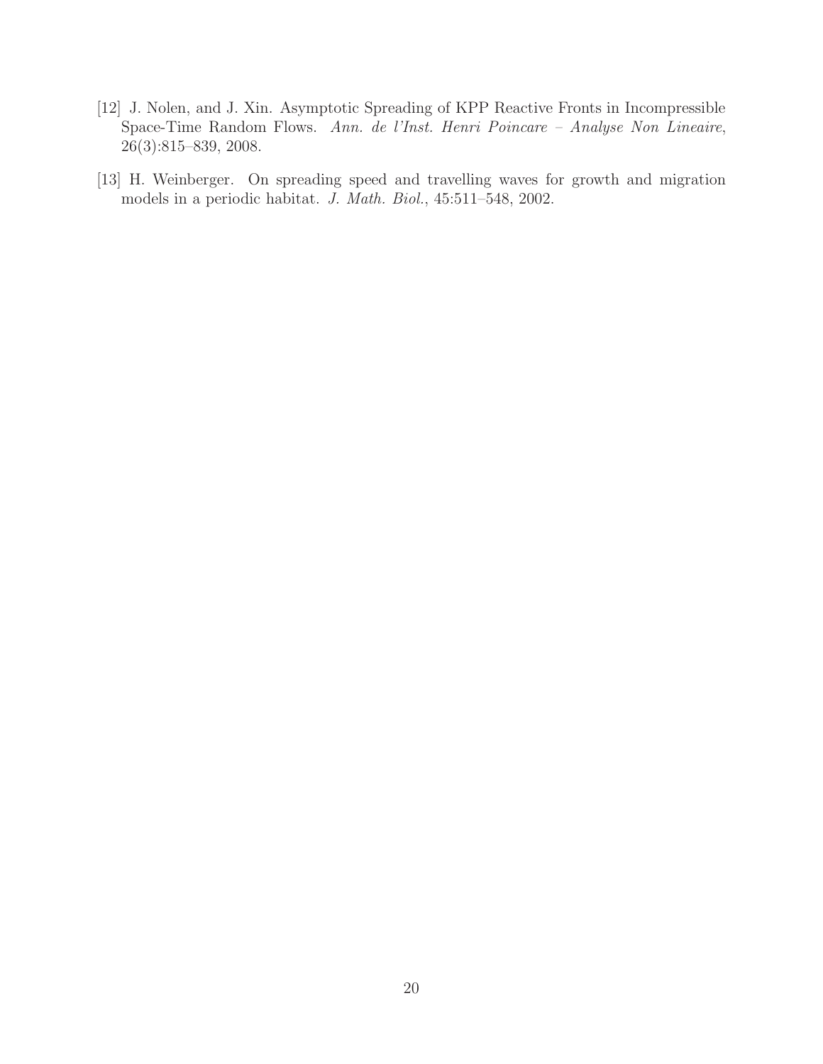[12] J. Nolen, and J. Xin. Asymptotic Spreading of KPP Reactive Fronts in Incompressible Space-Time Random Flows. *Ann. de l'Inst. Henri Poincare – Analyse Non Lineaire*, 26(3):815–839, 2008.

[13] H. Weinberger. On spreading speed and travelling waves for growth and migration models in a periodic habitat. *J. Math. Biol.*, 45:511–548, 2002.